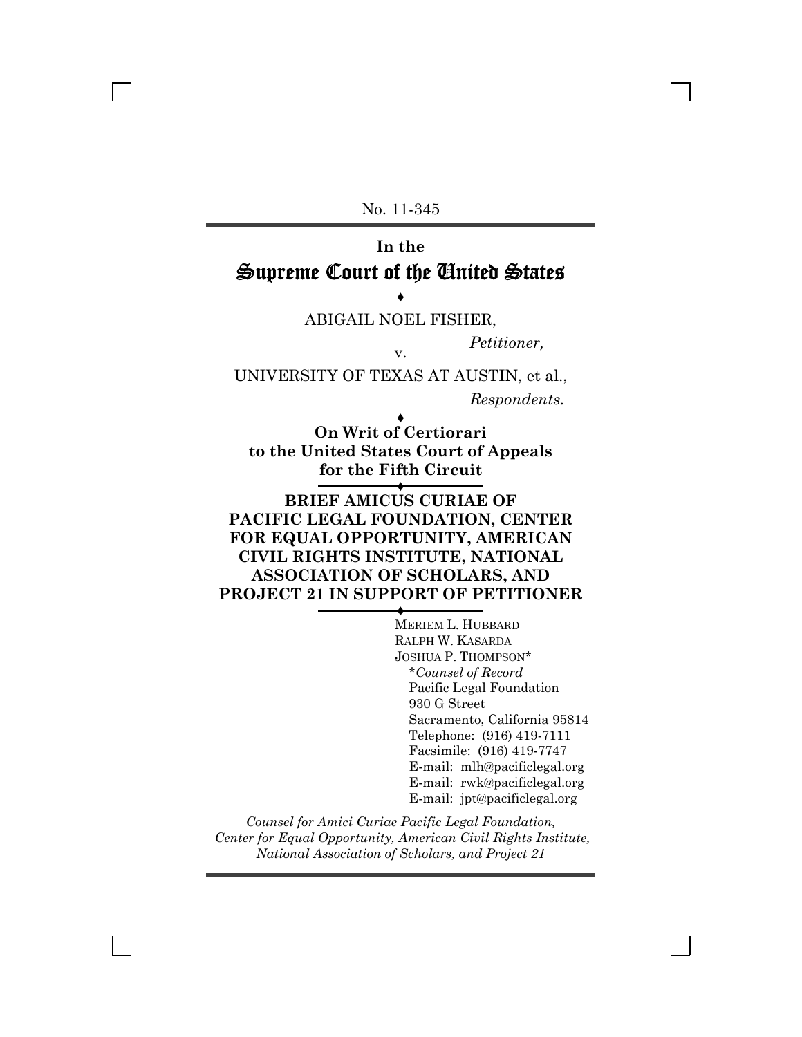No. 11-345

# In the Supreme Court of the United States

ABIGAIL NOEL FISHER,

*Petitioner,*

v.

UNIVERSITY OF TEXAS AT AUSTIN, et al.,

*Respondents.*

**On Writ of Certiorari to the United States Court of Appeals for the Fifth Circuit**

**BRIEF AMICUS CURIAE OF PACIFIC LEGAL FOUNDATION, CENTER FOR EQUAL OPPORTUNITY, AMERICAN CIVIL RIGHTS INSTITUTE, NATIONAL ASSOCIATION OF SCHOLARS, AND PROJECT 21 IN SUPPORT OF PETITIONER**

MERIEM L. HUBBARD
RALPH W. KASARDA
JOSHUA P. THOMPSON*
*\*Counsel of Record*
Pacific Legal Foundation
930 G Street
Sacramento, California 95814
Telephone: (916) 419-7111
Facsimile: (916) 419-7747
E-mail: mlh@pacificlegal.org
E-mail: rwk@pacificlegal.org
E-mail: jpt@pacificlegal.org

*Counsel for Amici Curiae Pacific Legal Foundation, Center for Equal Opportunity, American Civil Rights Institute, National Association of Scholars, and Project 21*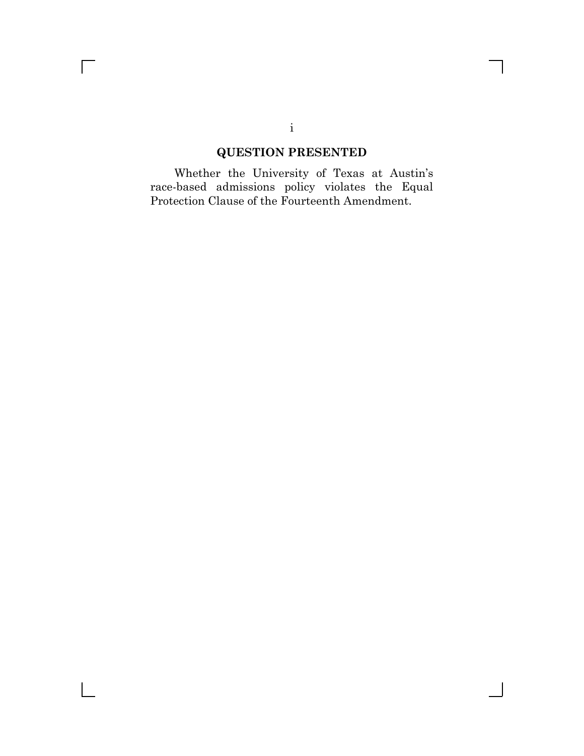## QUESTION PRESENTED

Whether the University of Texas at Austin's race-based admissions policy violates the Equal Protection Clause of the Fourteenth Amendment.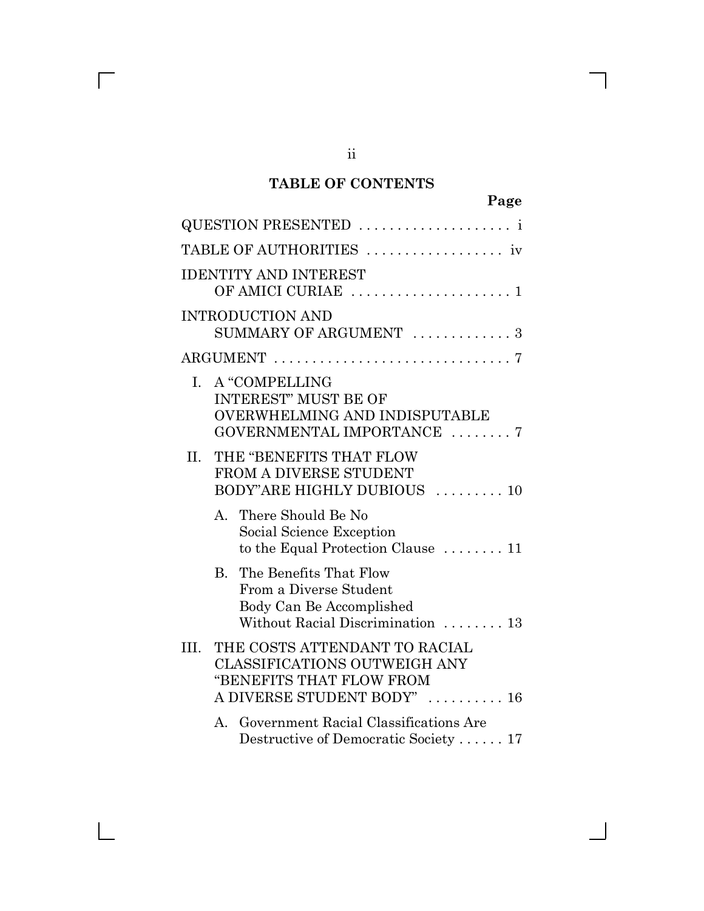## TABLE OF CONTENTS

| | Page |
|---|---|
| QUESTION PRESENTED | i |
| TABLE OF AUTHORITIES | iv |
| IDENTITY AND INTEREST OF AMICI CURIAE | 1 |
| INTRODUCTION AND SUMMARY OF ARGUMENT | 3 |
| ARGUMENT | 7 |
| I. A "COMPELLING INTEREST" MUST BE OF OVERWHELMING AND INDISPUTABLE GOVERNMENTAL IMPORTANCE | 7 |
| II. THE "BENEFITS THAT FLOW FROM A DIVERSE STUDENT BODY"ARE HIGHLY DUBIOUS | 10 |
| A. There Should Be No Social Science Exception to the Equal Protection Clause | 11 |
| B. The Benefits That Flow From a Diverse Student Body Can Be Accomplished Without Racial Discrimination | 13 |
| III. THE COSTS ATTENDANT TO RACIAL CLASSIFICATIONS OUTWEIGH ANY "BENEFITS THAT FLOW FROM A DIVERSE STUDENT BODY" | 16 |
| A. Government Racial Classifications Are Destructive of Democratic Society | 17 |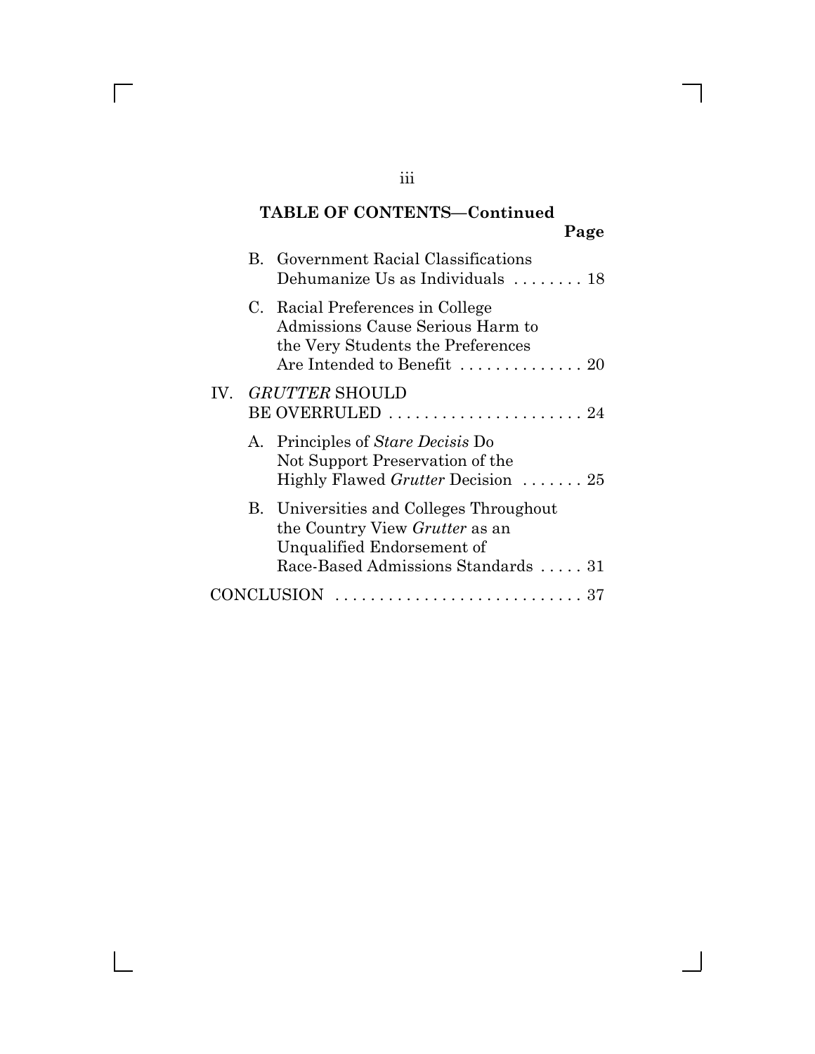**TABLE OF CONTENTS—Continued**

**Page**

B. Government Racial Classifications Dehumanize Us as Individuals . . . . . . . . 18

C. Racial Preferences in College Admissions Cause Serious Harm to the Very Students the Preferences Are Intended to Benefit . . . . . . . . . . . . . . 20

IV. *GRUTTER* SHOULD BE OVERRULED . . . . . . . . . . . . . . . . . . . . . . 24

A. Principles of *Stare Decisis* Do Not Support Preservation of the Highly Flawed *Grutter* Decision . . . . . . . 25

B. Universities and Colleges Throughout the Country View *Grutter* as an Unqualified Endorsement of Race-Based Admissions Standards . . . . . 31

CONCLUSION . . . . . . . . . . . . . . . . . . . . . . . . . . . . 37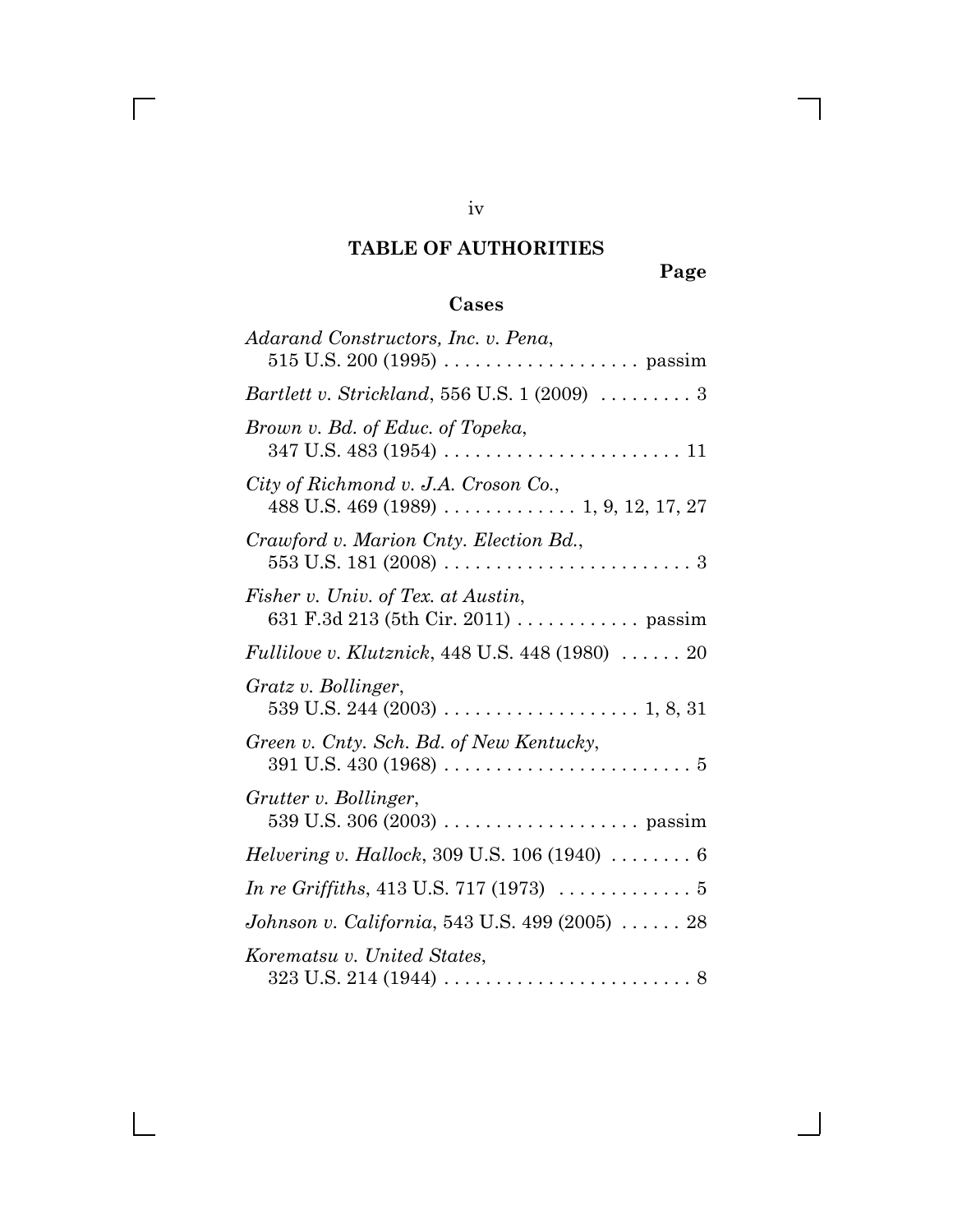# TABLE OF AUTHORITIES

**Page**

## Cases

*Adarand Constructors, Inc. v. Pena*, 515 U.S. 200 (1995) . . . . . . . . . . . . . . . . . . . passim

*Bartlett v. Strickland*, 556 U.S. 1 (2009) . . . . . . . . . 3

*Brown v. Bd. of Educ. of Topeka*, 347 U.S. 483 (1954) . . . . . . . . . . . . . . . . . . . . . . . 11

*City of Richmond v. J.A. Croson Co.*, 488 U.S. 469 (1989) . . . . . . . . . . . . . 1, 9, 12, 17, 27

*Crawford v. Marion Cnty. Election Bd.*, 553 U.S. 181 (2008) . . . . . . . . . . . . . . . . . . . . . . . . 3

*Fisher v. Univ. of Tex. at Austin*, 631 F.3d 213 (5th Cir. 2011) . . . . . . . . . . . . passim

*Fullilove v. Klutznick*, 448 U.S. 448 (1980) . . . . . . 20

*Gratz v. Bollinger*, 539 U.S. 244 (2003) . . . . . . . . . . . . . . . . . . . 1, 8, 31

*Green v. Cnty. Sch. Bd. of New Kentucky*, 391 U.S. 430 (1968) . . . . . . . . . . . . . . . . . . . . . . . . 5

*Grutter v. Bollinger*, 539 U.S. 306 (2003) . . . . . . . . . . . . . . . . . . . passim

*Helvering v. Hallock*, 309 U.S. 106 (1940) . . . . . . . . 6

*In re Griffiths*, 413 U.S. 717 (1973) . . . . . . . . . . . . . 5

*Johnson v. California*, 543 U.S. 499 (2005) . . . . . . 28

*Korematsu v. United States*, 323 U.S. 214 (1944) . . . . . . . . . . . . . . . . . . . . . . . . 8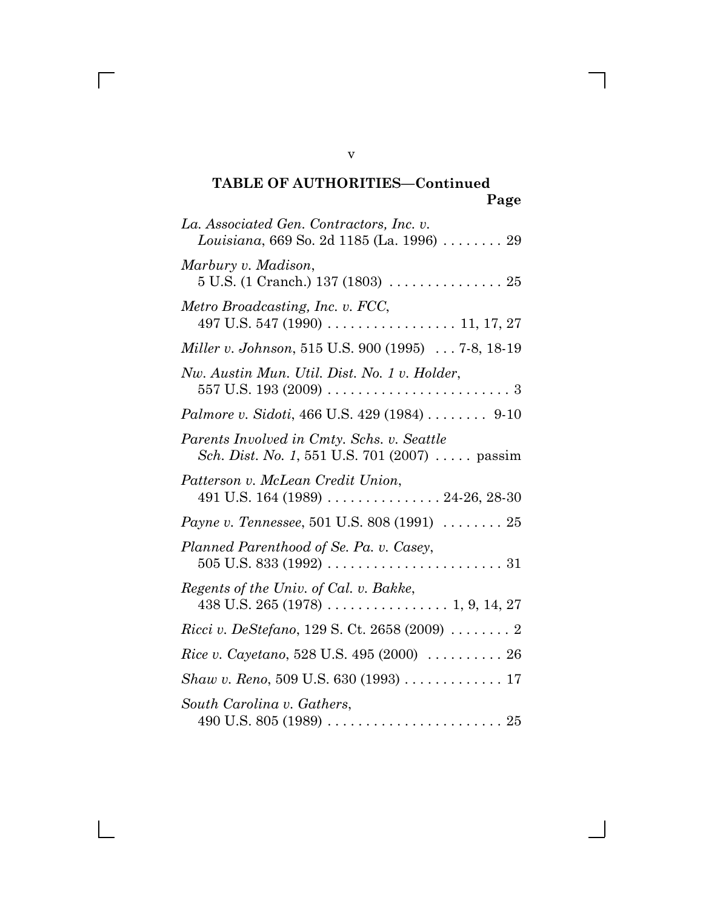**TABLE OF AUTHORITIES—Continued**

**Page**

*La. Associated Gen. Contractors, Inc. v. Louisiana*, 669 So. 2d 1185 (La. 1996) . . . . . . . . 29

*Marbury v. Madison*, 5 U.S. (1 Cranch.) 137 (1803) . . . . . . . . . . . . . . . 25

*Metro Broadcasting, Inc. v. FCC*, 497 U.S. 547 (1990) . . . . . . . . . . . . . . . . . 11, 17, 27

*Miller v. Johnson*, 515 U.S. 900 (1995) . . . 7-8, 18-19

*Nw. Austin Mun. Util. Dist. No. 1 v. Holder*, 557 U.S. 193 (2009) . . . . . . . . . . . . . . . . . . . . . . . . 3

*Palmore v. Sidoti*, 466 U.S. 429 (1984) . . . . . . . . 9-10

*Parents Involved in Cmty. Schs. v. Seattle Sch. Dist. No. 1*, 551 U.S. 701 (2007) . . . . . passim

*Patterson v. McLean Credit Union*, 491 U.S. 164 (1989) . . . . . . . . . . . . . . . 24-26, 28-30

*Payne v. Tennessee*, 501 U.S. 808 (1991) . . . . . . . . 25

*Planned Parenthood of Se. Pa. v. Casey*, 505 U.S. 833 (1992) . . . . . . . . . . . . . . . . . . . . . . . 31

*Regents of the Univ. of Cal. v. Bakke*, 438 U.S. 265 (1978) . . . . . . . . . . . . . . . . 1, 9, 14, 27

*Ricci v. DeStefano*, 129 S. Ct. 2658 (2009) . . . . . . . . 2

*Rice v. Cayetano*, 528 U.S. 495 (2000) . . . . . . . . . . 26

*Shaw v. Reno*, 509 U.S. 630 (1993) . . . . . . . . . . . . . 17

*South Carolina v. Gathers*, 490 U.S. 805 (1989) . . . . . . . . . . . . . . . . . . . . . . . 25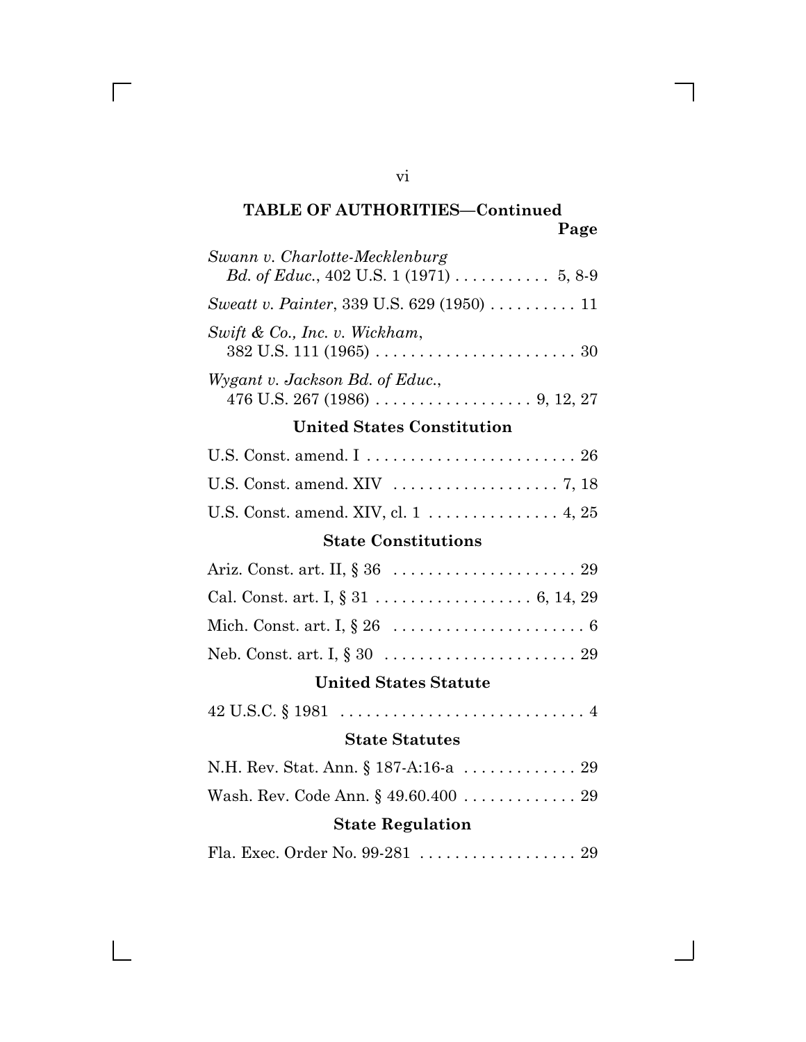## TABLE OF AUTHORITIES—Continued

Page

*Swann v. Charlotte-Mecklenburg Bd. of Educ.*, 402 U.S. 1 (1971) . . . . . . . . . . . 5, 8-9

*Sweatt v. Painter*, 339 U.S. 629 (1950) . . . . . . . . . . 11

*Swift & Co., Inc. v. Wickham*, 382 U.S. 111 (1965) . . . . . . . . . . . . . . . . . . . . . . . 30

*Wygant v. Jackson Bd. of Educ.*, 476 U.S. 267 (1986) . . . . . . . . . . . . . . . . . . 9, 12, 27

### United States Constitution

U.S. Const. amend. I . . . . . . . . . . . . . . . . . . . . . . . . 26

U.S. Const. amend. XIV . . . . . . . . . . . . . . . . . . . 7, 18

U.S. Const. amend. XIV, cl. 1 . . . . . . . . . . . . . . . 4, 25

### State Constitutions

Ariz. Const. art. II, § 36 . . . . . . . . . . . . . . . . . . . . . 29

Cal. Const. art. I, § 31 . . . . . . . . . . . . . . . . . . 6, 14, 29

Mich. Const. art. I, § 26 . . . . . . . . . . . . . . . . . . . . . . 6

Neb. Const. art. I, § 30 . . . . . . . . . . . . . . . . . . . . . . 29

### United States Statute

42 U.S.C. § 1981 . . . . . . . . . . . . . . . . . . . . . . . . . . . . 4

### State Statutes

N.H. Rev. Stat. Ann. § 187-A:16-a . . . . . . . . . . . . . 29

Wash. Rev. Code Ann. § 49.60.400 . . . . . . . . . . . . . 29

### State Regulation

Fla. Exec. Order No. 99-281 . . . . . . . . . . . . . . . . . . 29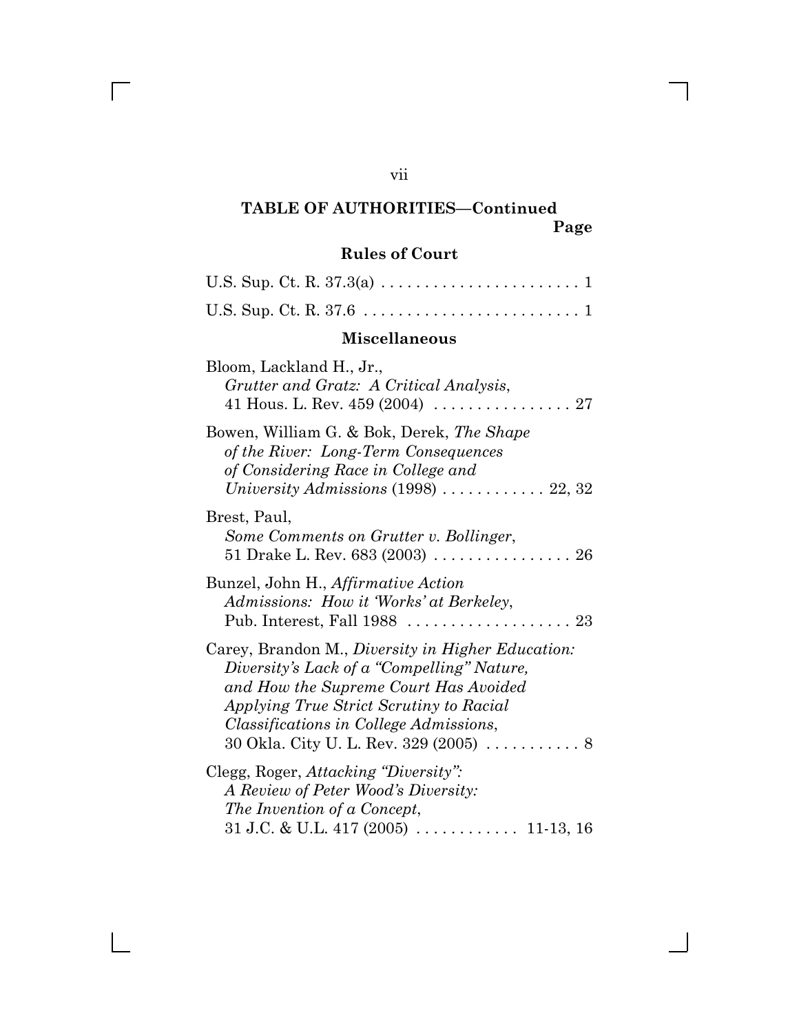## TABLE OF AUTHORITIES—Continued

Page

### Rules of Court

U.S. Sup. Ct. R. 37.3(a) . . . . . . . . . . . . . . . . . . . . . . . 1

U.S. Sup. Ct. R. 37.6 . . . . . . . . . . . . . . . . . . . . . . . . . 1

### Miscellaneous

Bloom, Lackland H., Jr., *Grutter and Gratz: A Critical Analysis*, 41 Hous. L. Rev. 459 (2004) . . . . . . . . . . . . . . . . 27

Bowen, William G. & Bok, Derek, *The Shape of the River: Long-Term Consequences of Considering Race in College and University Admissions* (1998) . . . . . . . . . . . . 22, 32

Brest, Paul, *Some Comments on Grutter v. Bollinger*, 51 Drake L. Rev. 683 (2003) . . . . . . . . . . . . . . . . 26

Bunzel, John H., *Affirmative Action Admissions: How it 'Works' at Berkeley*, Pub. Interest, Fall 1988 . . . . . . . . . . . . . . . . . . . 23

Carey, Brandon M., *Diversity in Higher Education: Diversity's Lack of a "Compelling" Nature, and How the Supreme Court Has Avoided Applying True Strict Scrutiny to Racial Classifications in College Admissions*, 30 Okla. City U. L. Rev. 329 (2005) . . . . . . . . . . . 8

Clegg, Roger, *Attacking "Diversity": A Review of Peter Wood's Diversity: The Invention of a Concept*, 31 J.C. & U.L. 417 (2005) . . . . . . . . . . . . 11-13, 16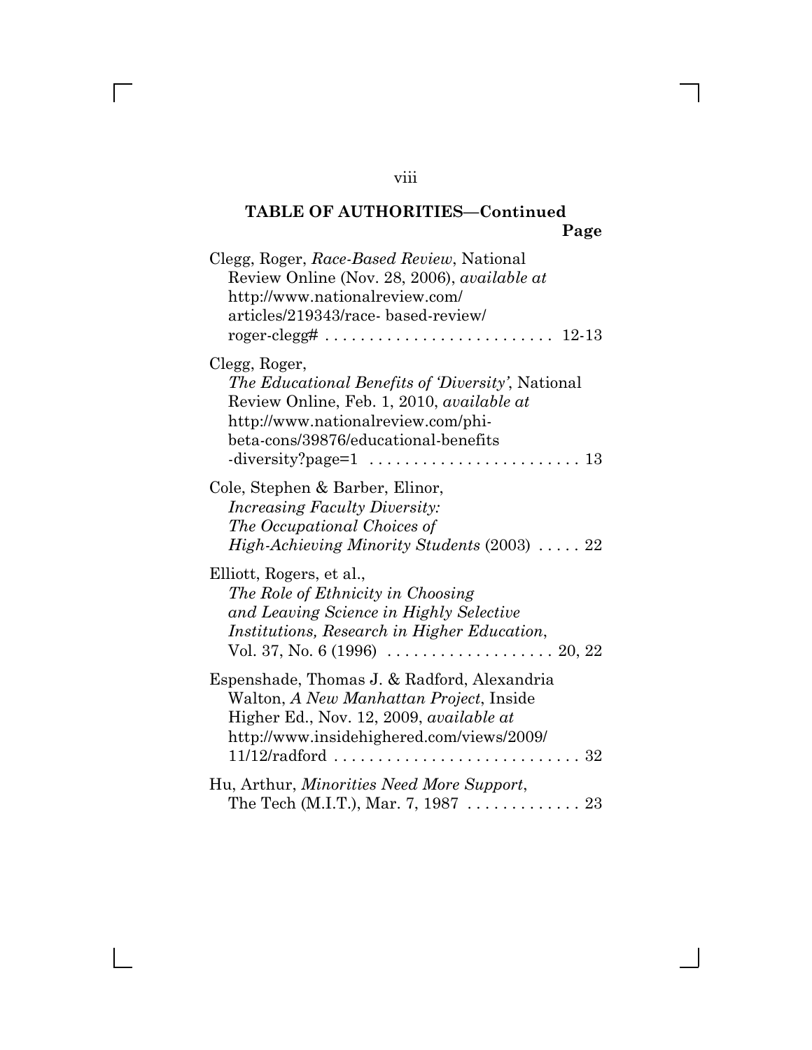**TABLE OF AUTHORITIES—Continued**

**Page**

Clegg, Roger, *Race-Based Review*, National Review Online (Nov. 28, 2006), *available at* http://www.nationalreview.com/articles/219343/race- based-review/roger-clegg# . . . . . . . . . . . . . . . . . . . . . . . . . . 12-13

Clegg, Roger, *The Educational Benefits of 'Diversity'*, National Review Online, Feb. 1, 2010, *available at* http://www.nationalreview.com/phi-beta-cons/39876/educational-benefits-diversity?page=1 . . . . . . . . . . . . . . . . . . . . . . . . 13

Cole, Stephen & Barber, Elinor, *Increasing Faculty Diversity: The Occupational Choices of High-Achieving Minority Students* (2003) . . . . . 22

Elliott, Rogers, et al., *The Role of Ethnicity in Choosing and Leaving Science in Highly Selective Institutions, Research in Higher Education*, Vol. 37, No. 6 (1996) . . . . . . . . . . . . . . . . . . . 20, 22

Espenshade, Thomas J. & Radford, Alexandria Walton, *A New Manhattan Project*, Inside Higher Ed., Nov. 12, 2009, *available at* http://www.insidehighered.com/views/2009/11/12/radford . . . . . . . . . . . . . . . . . . . . . . . . . . . . 32

Hu, Arthur, *Minorities Need More Support*, The Tech (M.I.T.), Mar. 7, 1987 . . . . . . . . . . . . . 23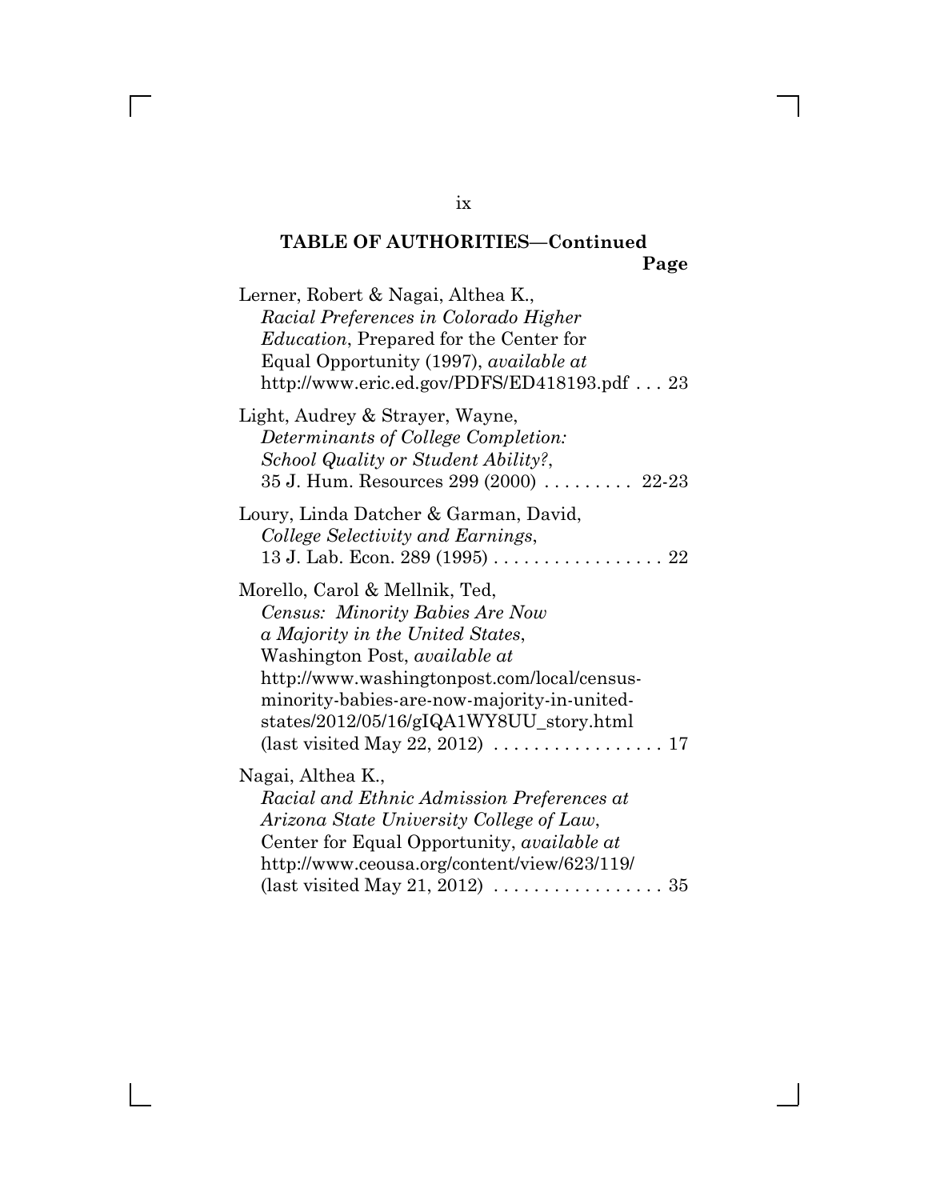**TABLE OF AUTHORITIES—Continued**

**Page**

Lerner, Robert & Nagai, Althea K., *Racial Preferences in Colorado Higher Education*, Prepared for the Center for Equal Opportunity (1997), *available at* http://www.eric.ed.gov/PDFS/ED418193.pdf . . . 23

Light, Audrey & Strayer, Wayne, *Determinants of College Completion: School Quality or Student Ability?*, 35 J. Hum. Resources 299 (2000) . . . . . . . . . 22-23

Loury, Linda Datcher & Garman, David, *College Selectivity and Earnings*, 13 J. Lab. Econ. 289 (1995) . . . . . . . . . . . . . . . . . 22

Morello, Carol & Mellnik, Ted, *Census: Minority Babies Are Now a Majority in the United States*, Washington Post, *available at* http://www.washingtonpost.com/local/census-minority-babies-are-now-majority-in-united-states/2012/05/16/gIQA1WY8UU_story.html (last visited May 22, 2012) . . . . . . . . . . . . . . . . . 17

Nagai, Althea K., *Racial and Ethnic Admission Preferences at Arizona State University College of Law*, Center for Equal Opportunity, *available at* http://www.ceousa.org/content/view/623/119/ (last visited May 21, 2012) . . . . . . . . . . . . . . . . . 35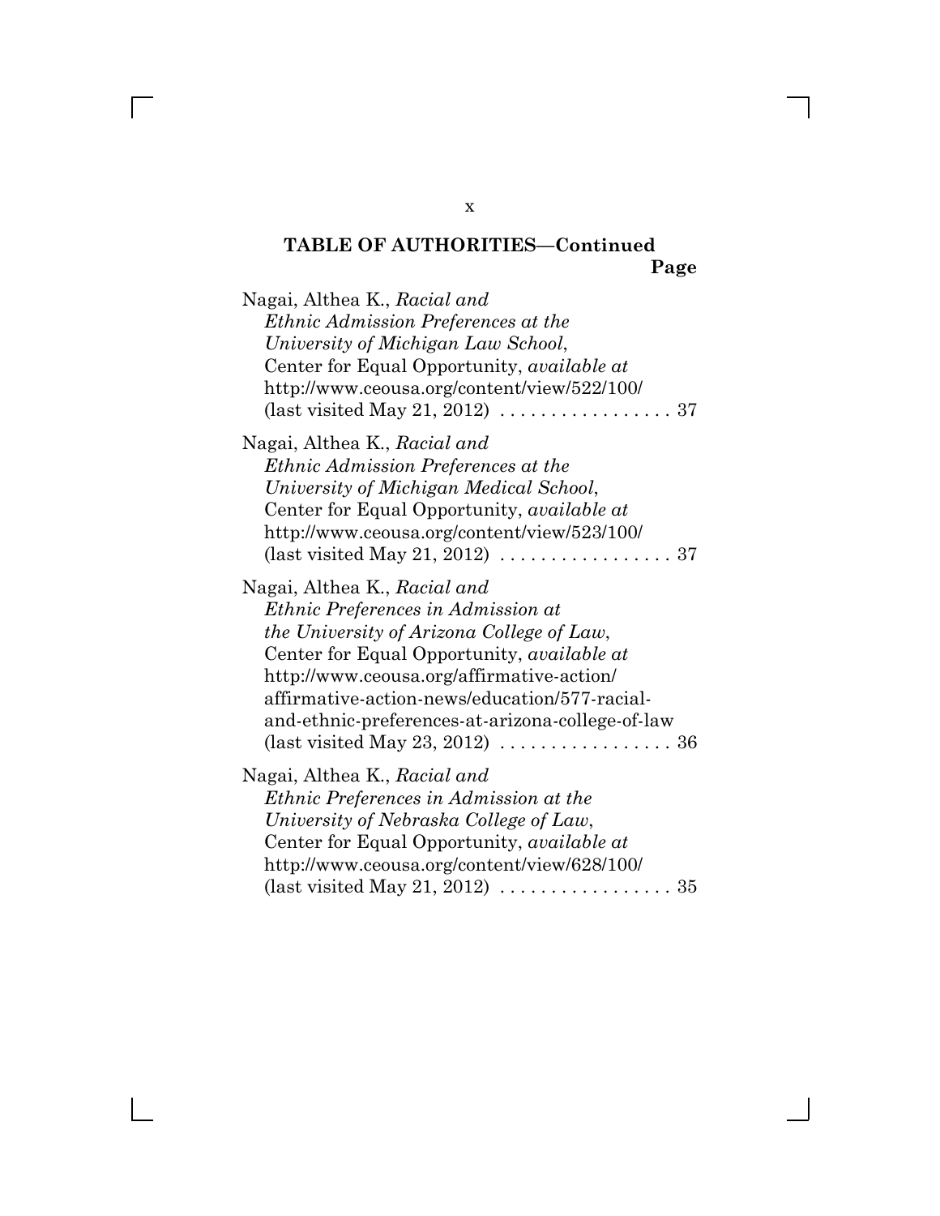**TABLE OF AUTHORITIES—Continued**

**Page**

Nagai, Althea K., *Racial and Ethnic Admission Preferences at the University of Michigan Law School*, Center for Equal Opportunity, *available at* http://www.ceousa.org/content/view/522/100/ (last visited May 21, 2012) . . . . . . . . . . . . . . . . . 37

Nagai, Althea K., *Racial and Ethnic Admission Preferences at the University of Michigan Medical School*, Center for Equal Opportunity, *available at* http://www.ceousa.org/content/view/523/100/ (last visited May 21, 2012) . . . . . . . . . . . . . . . . . 37

Nagai, Althea K., *Racial and Ethnic Preferences in Admission at the University of Arizona College of Law*, Center for Equal Opportunity, *available at* http://www.ceousa.org/affirmative-action/affirmative-action-news/education/577-racial-and-ethnic-preferences-at-arizona-college-of-law (last visited May 23, 2012) . . . . . . . . . . . . . . . . . 36

Nagai, Althea K., *Racial and Ethnic Preferences in Admission at the University of Nebraska College of Law*, Center for Equal Opportunity, *available at* http://www.ceousa.org/content/view/628/100/ (last visited May 21, 2012) . . . . . . . . . . . . . . . . . 35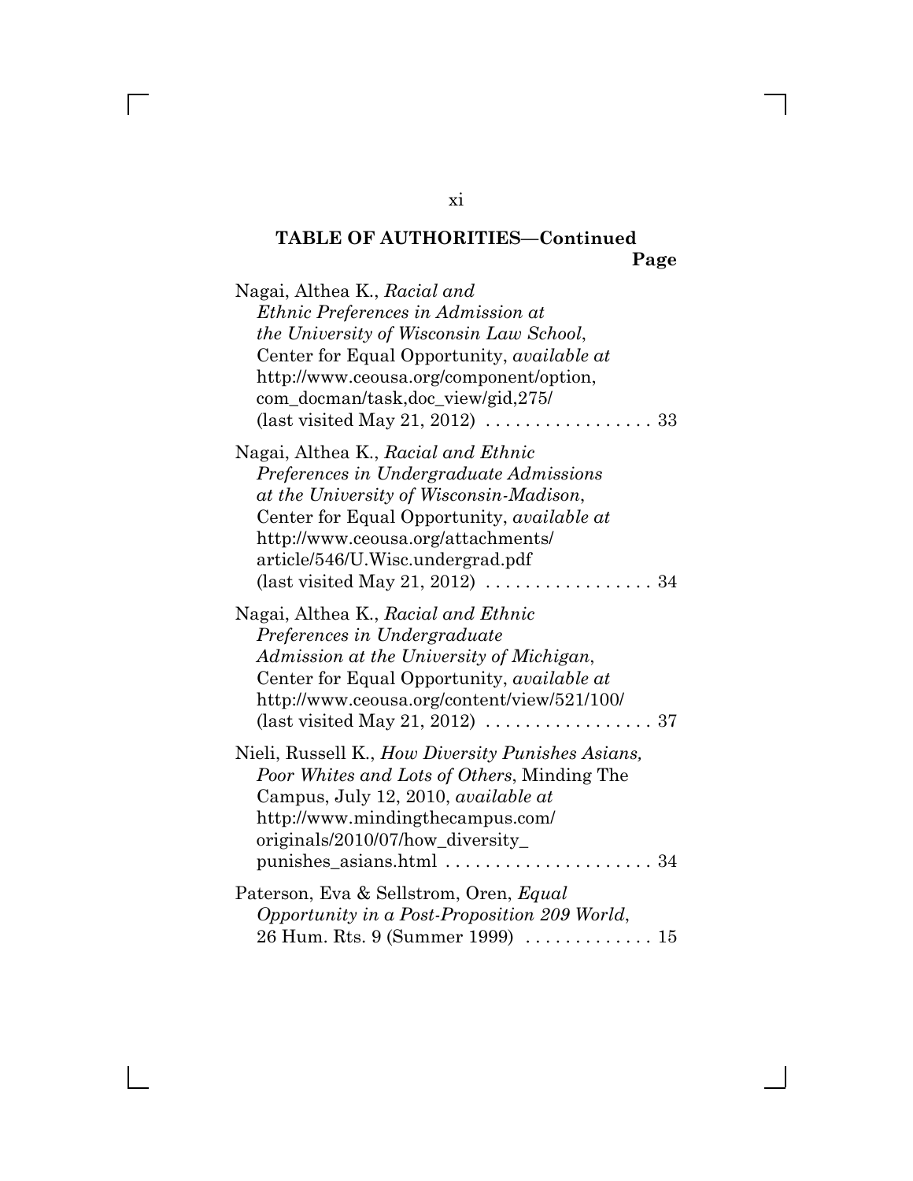**TABLE OF AUTHORITIES—Continued**

**Page**

Nagai, Althea K., *Racial and Ethnic Preferences in Admission at the University of Wisconsin Law School*, Center for Equal Opportunity, *available at* http://www.ceousa.org/component/option,com_docman/task,doc_view/gid,275/ (last visited May 21, 2012) . . . . . . . . . . . . . . . . . 33

Nagai, Althea K., *Racial and Ethnic Preferences in Undergraduate Admissions at the University of Wisconsin-Madison*, Center for Equal Opportunity, *available at* http://www.ceousa.org/attachments/article/546/U.Wisc.undergrad.pdf (last visited May 21, 2012) . . . . . . . . . . . . . . . . . 34

Nagai, Althea K., *Racial and Ethnic Preferences in Undergraduate Admission at the University of Michigan*, Center for Equal Opportunity, *available at* http://www.ceousa.org/content/view/521/100/ (last visited May 21, 2012) . . . . . . . . . . . . . . . . . 37

Nieli, Russell K., *How Diversity Punishes Asians, Poor Whites and Lots of Others*, Minding The Campus, July 12, 2010, *available at* http://www.mindingthecampus.com/originals/2010/07/how_diversity_punishes_asians.html . . . . . . . . . . . . . . . . . . . . . 34

Paterson, Eva & Sellstrom, Oren, *Equal Opportunity in a Post-Proposition 209 World*, 26 Hum. Rts. 9 (Summer 1999) . . . . . . . . . . . . . 15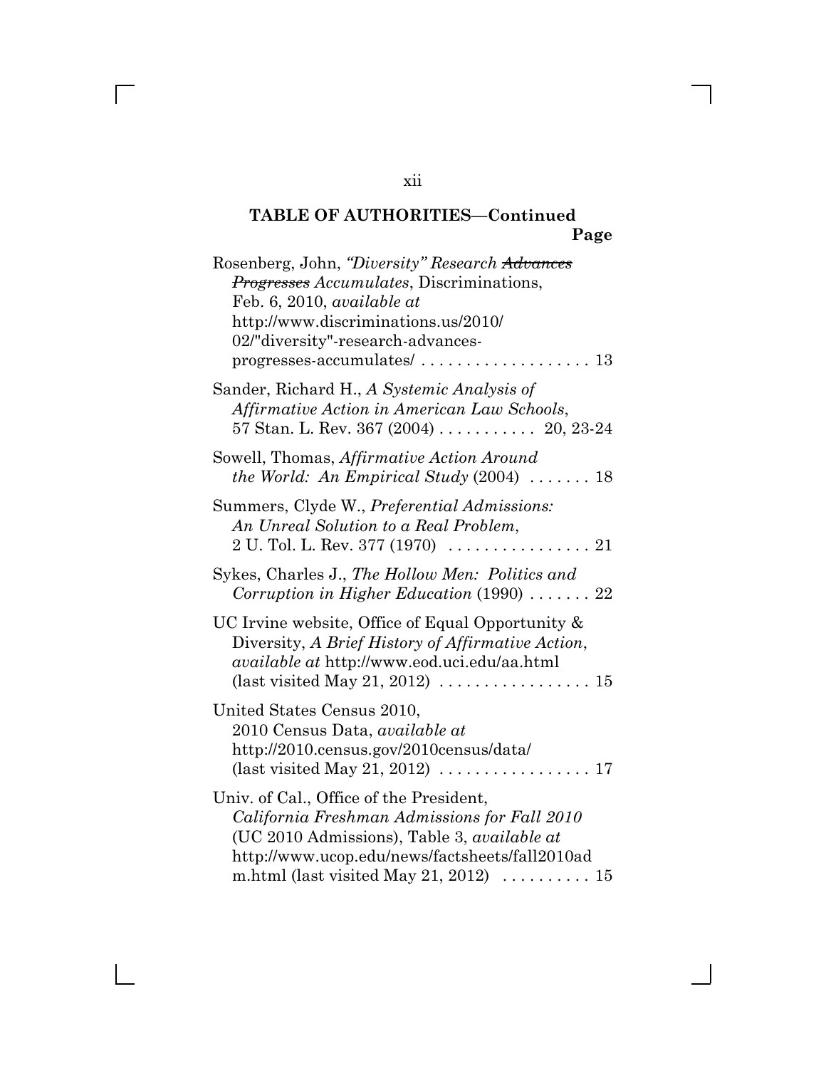**TABLE OF AUTHORITIES—Continued**

**Page**

Rosenberg, John, *"Diversity" Research ~~Advances~~ ~~Progresses~~ Accumulates*, Discriminations, Feb. 6, 2010, *available at* http://www.discriminations.us/2010/02/"diversity"-research-advances-progresses-accumulates/ . . . . . . . . . . . . . . . . . . 13

Sander, Richard H., *A Systemic Analysis of Affirmative Action in American Law Schools*, 57 Stan. L. Rev. 367 (2004) . . . . . . . . . . . 20, 23-24

Sowell, Thomas, *Affirmative Action Around the World: An Empirical Study* (2004) . . . . . . . 18

Summers, Clyde W., *Preferential Admissions: An Unreal Solution to a Real Problem*, 2 U. Tol. L. Rev. 377 (1970) . . . . . . . . . . . . . . . . 21

Sykes, Charles J., *The Hollow Men: Politics and Corruption in Higher Education* (1990) . . . . . . . 22

UC Irvine website, Office of Equal Opportunity & Diversity, *A Brief History of Affirmative Action*, *available at* http://www.eod.uci.edu/aa.html (last visited May 21, 2012) . . . . . . . . . . . . . . . . . 15

United States Census 2010, 2010 Census Data, *available at* http://2010.census.gov/2010census/data/ (last visited May 21, 2012) . . . . . . . . . . . . . . . . . 17

Univ. of Cal., Office of the President, *California Freshman Admissions for Fall 2010* (UC 2010 Admissions), Table 3, *available at* http://www.ucop.edu/news/factsheets/fall2010adm.html (last visited May 21, 2012) . . . . . . . . . . 15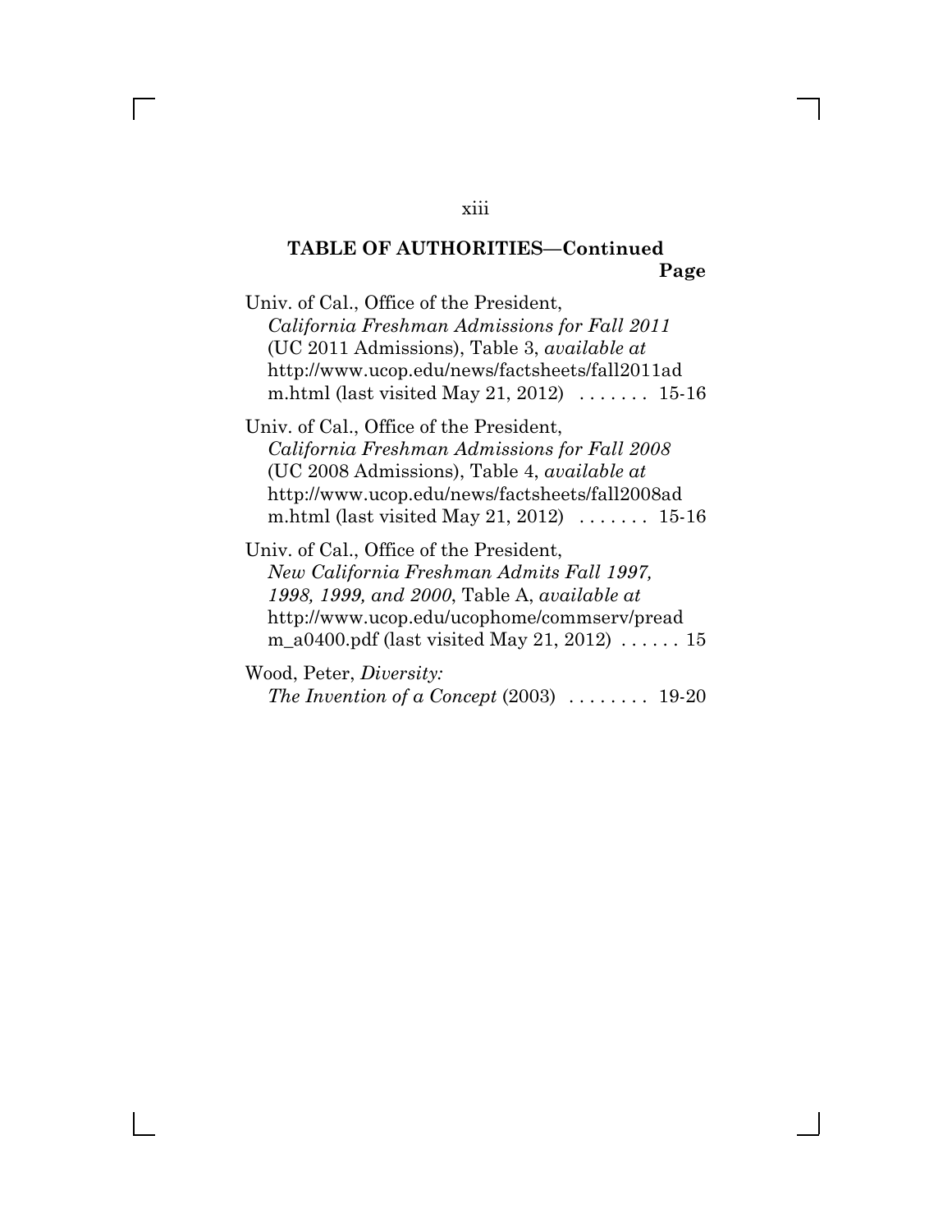**TABLE OF AUTHORITIES—Continued**

**Page**

Univ. of Cal., Office of the President, *California Freshman Admissions for Fall 2011* (UC 2011 Admissions), Table 3, *available at* http://www.ucop.edu/news/factsheets/fall2011adm.html (last visited May 21, 2012) ....... 15-16

Univ. of Cal., Office of the President, *California Freshman Admissions for Fall 2008* (UC 2008 Admissions), Table 4, *available at* http://www.ucop.edu/news/factsheets/fall2008adm.html (last visited May 21, 2012) ....... 15-16

Univ. of Cal., Office of the President, *New California Freshman Admits Fall 1997, 1998, 1999, and 2000*, Table A, *available at* http://www.ucop.edu/ucophome/commserv/pread m_a0400.pdf (last visited May 21, 2012) ...... 15

Wood, Peter, *Diversity: The Invention of a Concept* (2003) ........ 19-20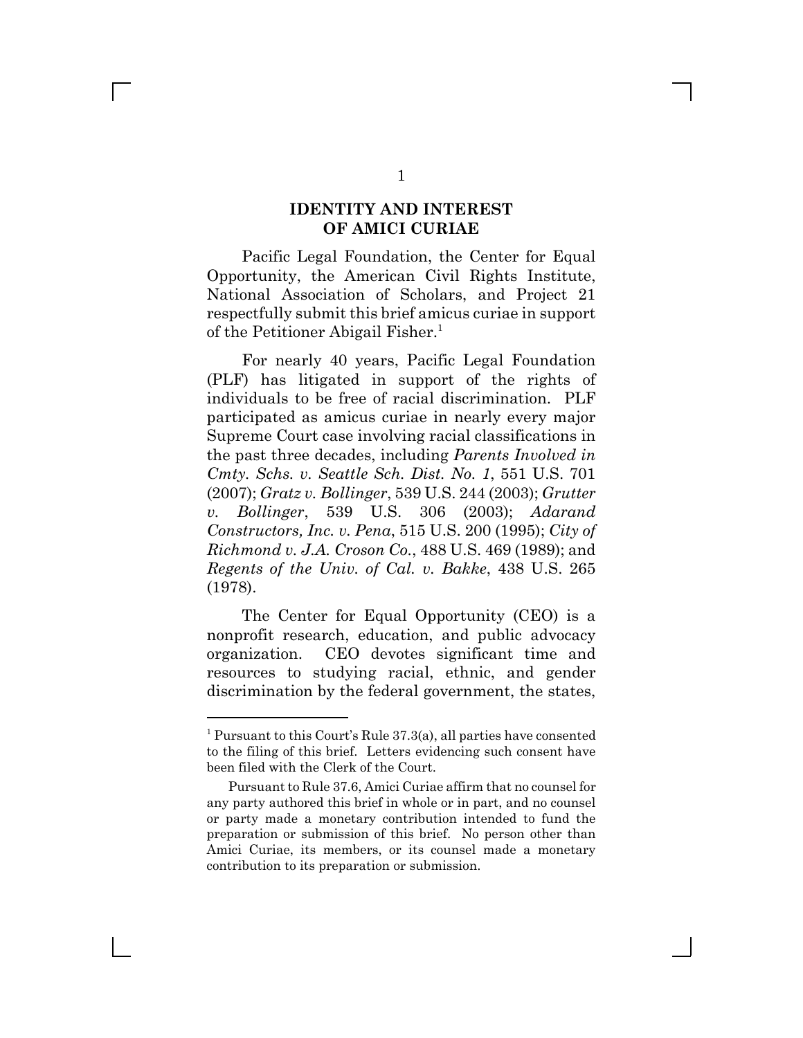## IDENTITY AND INTEREST OF AMICI CURIAE

Pacific Legal Foundation, the Center for Equal Opportunity, the American Civil Rights Institute, National Association of Scholars, and Project 21 respectfully submit this brief amicus curiae in support of the Petitioner Abigail Fisher.[1]

For nearly 40 years, Pacific Legal Foundation (PLF) has litigated in support of the rights of individuals to be free of racial discrimination. PLF participated as amicus curiae in nearly every major Supreme Court case involving racial classifications in the past three decades, including *Parents Involved in Cmty. Schs. v. Seattle Sch. Dist. No. 1*, 551 U.S. 701 (2007); *Gratz v. Bollinger*, 539 U.S. 244 (2003); *Grutter v. Bollinger*, 539 U.S. 306 (2003); *Adarand Constructors, Inc. v. Pena*, 515 U.S. 200 (1995); *City of Richmond v. J.A. Croson Co.*, 488 U.S. 469 (1989); and *Regents of the Univ. of Cal. v. Bakke*, 438 U.S. 265 (1978).

The Center for Equal Opportunity (CEO) is a nonprofit research, education, and public advocacy organization. CEO devotes significant time and resources to studying racial, ethnic, and gender discrimination by the federal government, the states,

---

[1] Pursuant to this Court's Rule 37.3(a), all parties have consented to the filing of this brief. Letters evidencing such consent have been filed with the Clerk of the Court.

Pursuant to Rule 37.6, Amici Curiae affirm that no counsel for any party authored this brief in whole or in part, and no counsel or party made a monetary contribution intended to fund the preparation or submission of this brief. No person other than Amici Curiae, its members, or its counsel made a monetary contribution to its preparation or submission.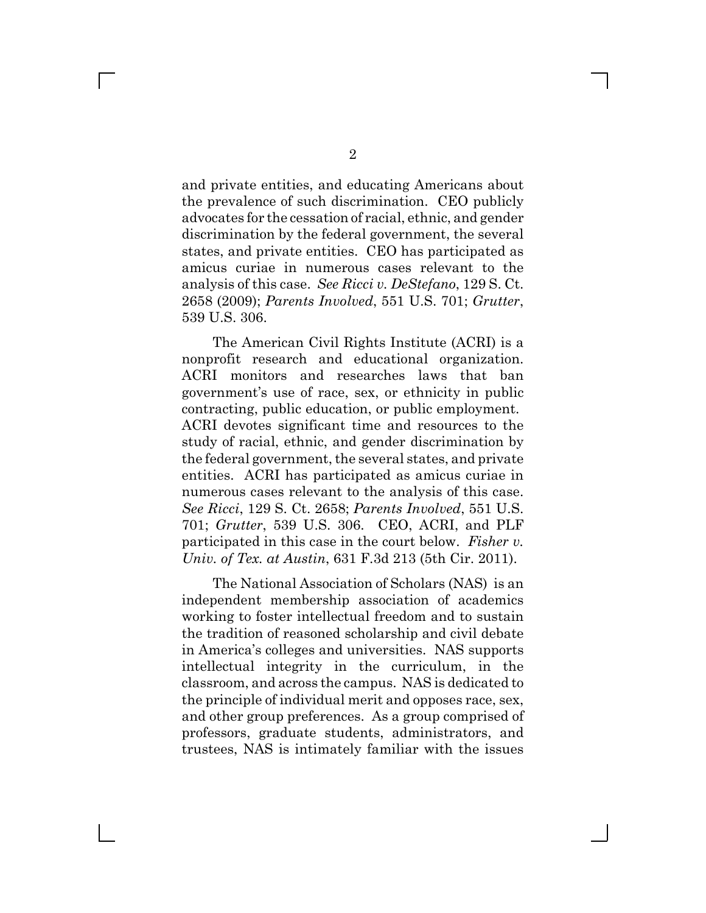and private entities, and educating Americans about the prevalence of such discrimination. CEO publicly advocates for the cessation of racial, ethnic, and gender discrimination by the federal government, the several states, and private entities. CEO has participated as amicus curiae in numerous cases relevant to the analysis of this case. *See Ricci v. DeStefano*, 129 S. Ct. 2658 (2009); *Parents Involved*, 551 U.S. 701; *Grutter*, 539 U.S. 306.

The American Civil Rights Institute (ACRI) is a nonprofit research and educational organization. ACRI monitors and researches laws that ban government's use of race, sex, or ethnicity in public contracting, public education, or public employment. ACRI devotes significant time and resources to the study of racial, ethnic, and gender discrimination by the federal government, the several states, and private entities. ACRI has participated as amicus curiae in numerous cases relevant to the analysis of this case. *See Ricci*, 129 S. Ct. 2658; *Parents Involved*, 551 U.S. 701; *Grutter*, 539 U.S. 306. CEO, ACRI, and PLF participated in this case in the court below. *Fisher v. Univ. of Tex. at Austin*, 631 F.3d 213 (5th Cir. 2011).

The National Association of Scholars (NAS) is an independent membership association of academics working to foster intellectual freedom and to sustain the tradition of reasoned scholarship and civil debate in America's colleges and universities. NAS supports intellectual integrity in the curriculum, in the classroom, and across the campus. NAS is dedicated to the principle of individual merit and opposes race, sex, and other group preferences. As a group comprised of professors, graduate students, administrators, and trustees, NAS is intimately familiar with the issues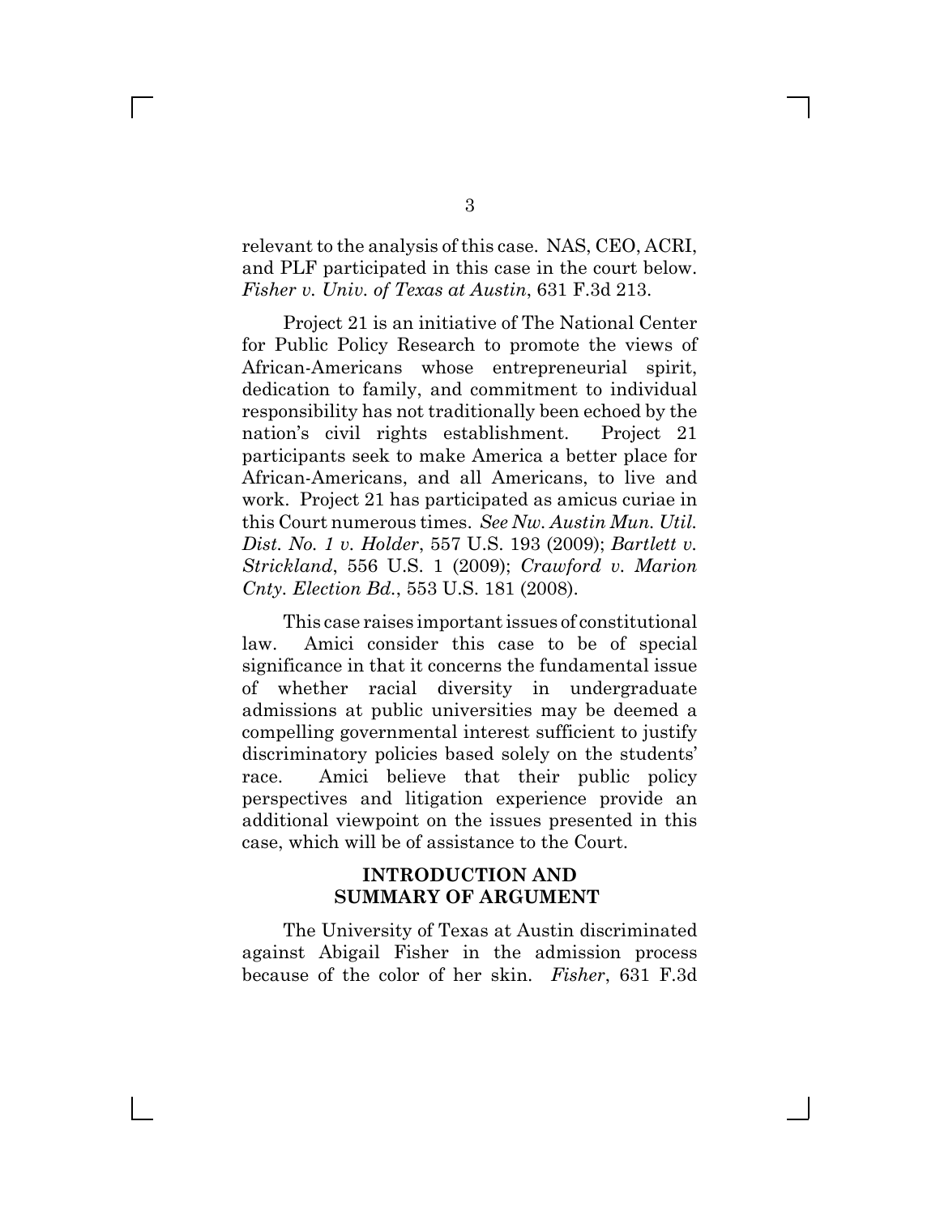relevant to the analysis of this case. NAS, CEO, ACRI, and PLF participated in this case in the court below. *Fisher v. Univ. of Texas at Austin*, 631 F.3d 213.

Project 21 is an initiative of The National Center for Public Policy Research to promote the views of African-Americans whose entrepreneurial spirit, dedication to family, and commitment to individual responsibility has not traditionally been echoed by the nation's civil rights establishment. Project 21 participants seek to make America a better place for African-Americans, and all Americans, to live and work. Project 21 has participated as amicus curiae in this Court numerous times. *See Nw. Austin Mun. Util. Dist. No. 1 v. Holder*, 557 U.S. 193 (2009); *Bartlett v. Strickland*, 556 U.S. 1 (2009); *Crawford v. Marion Cnty. Election Bd.*, 553 U.S. 181 (2008).

This case raises important issues of constitutional law. Amici consider this case to be of special significance in that it concerns the fundamental issue of whether racial diversity in undergraduate admissions at public universities may be deemed a compelling governmental interest sufficient to justify discriminatory policies based solely on the students' race. Amici believe that their public policy perspectives and litigation experience provide an additional viewpoint on the issues presented in this case, which will be of assistance to the Court.

## INTRODUCTION AND SUMMARY OF ARGUMENT

The University of Texas at Austin discriminated against Abigail Fisher in the admission process because of the color of her skin. *Fisher*, 631 F.3d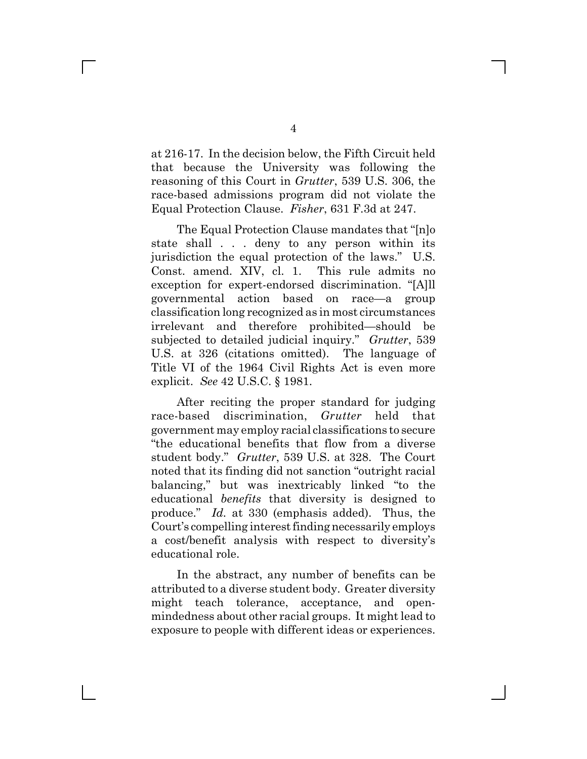at 216-17. In the decision below, the Fifth Circuit held that because the University was following the reasoning of this Court in *Grutter*, 539 U.S. 306, the race-based admissions program did not violate the Equal Protection Clause. *Fisher*, 631 F.3d at 247.

The Equal Protection Clause mandates that "[n]o state shall . . . deny to any person within its jurisdiction the equal protection of the laws." U.S. Const. amend. XIV, cl. 1. This rule admits no exception for expert-endorsed discrimination. "[A]ll governmental action based on race—a group classification long recognized as in most circumstances irrelevant and therefore prohibited—should be subjected to detailed judicial inquiry." *Grutter*, 539 U.S. at 326 (citations omitted). The language of Title VI of the 1964 Civil Rights Act is even more explicit. *See* 42 U.S.C. § 1981.

After reciting the proper standard for judging race-based discrimination, *Grutter* held that government may employ racial classifications to secure "the educational benefits that flow from a diverse student body." *Grutter*, 539 U.S. at 328. The Court noted that its finding did not sanction "outright racial balancing," but was inextricably linked "to the educational *benefits* that diversity is designed to produce." *Id.* at 330 (emphasis added). Thus, the Court's compelling interest finding necessarily employs a cost/benefit analysis with respect to diversity's educational role.

In the abstract, any number of benefits can be attributed to a diverse student body. Greater diversity might teach tolerance, acceptance, and open-mindedness about other racial groups. It might lead to exposure to people with different ideas or experiences.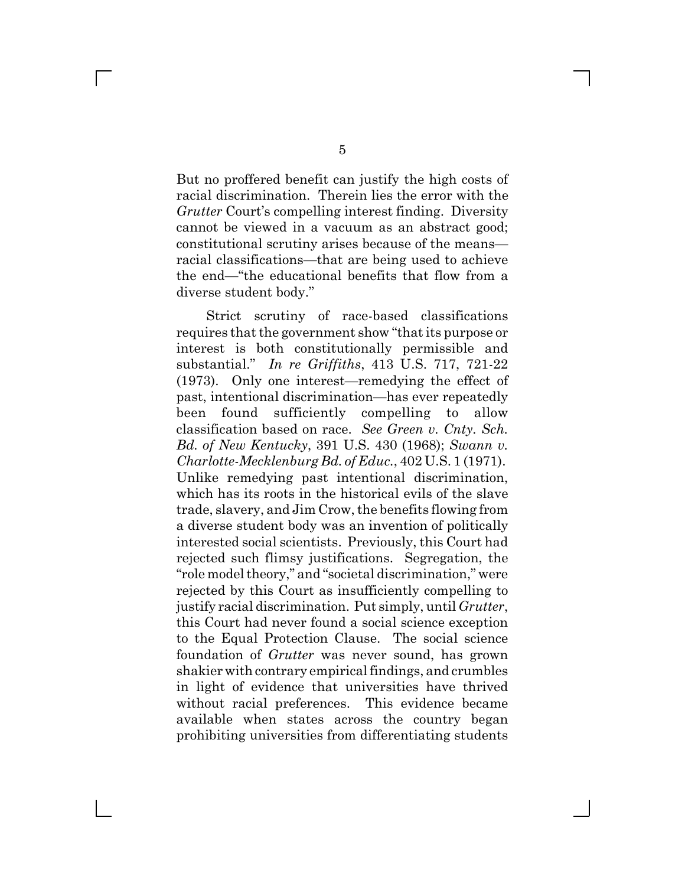But no proffered benefit can justify the high costs of racial discrimination. Therein lies the error with the *Grutter* Court's compelling interest finding. Diversity cannot be viewed in a vacuum as an abstract good; constitutional scrutiny arises because of the means—racial classifications—that are being used to achieve the end—"the educational benefits that flow from a diverse student body."

Strict scrutiny of race-based classifications requires that the government show "that its purpose or interest is both constitutionally permissible and substantial." *In re Griffiths*, 413 U.S. 717, 721-22 (1973). Only one interest—remedying the effect of past, intentional discrimination—has ever repeatedly been found sufficiently compelling to allow classification based on race. *See Green v. Cnty. Sch. Bd. of New Kentucky*, 391 U.S. 430 (1968); *Swann v. Charlotte-Mecklenburg Bd. of Educ.*, 402 U.S. 1 (1971). Unlike remedying past intentional discrimination, which has its roots in the historical evils of the slave trade, slavery, and Jim Crow, the benefits flowing from a diverse student body was an invention of politically interested social scientists. Previously, this Court had rejected such flimsy justifications. Segregation, the "role model theory," and "societal discrimination," were rejected by this Court as insufficiently compelling to justify racial discrimination. Put simply, until *Grutter*, this Court had never found a social science exception to the Equal Protection Clause. The social science foundation of *Grutter* was never sound, has grown shakier with contrary empirical findings, and crumbles in light of evidence that universities have thrived without racial preferences. This evidence became available when states across the country began prohibiting universities from differentiating students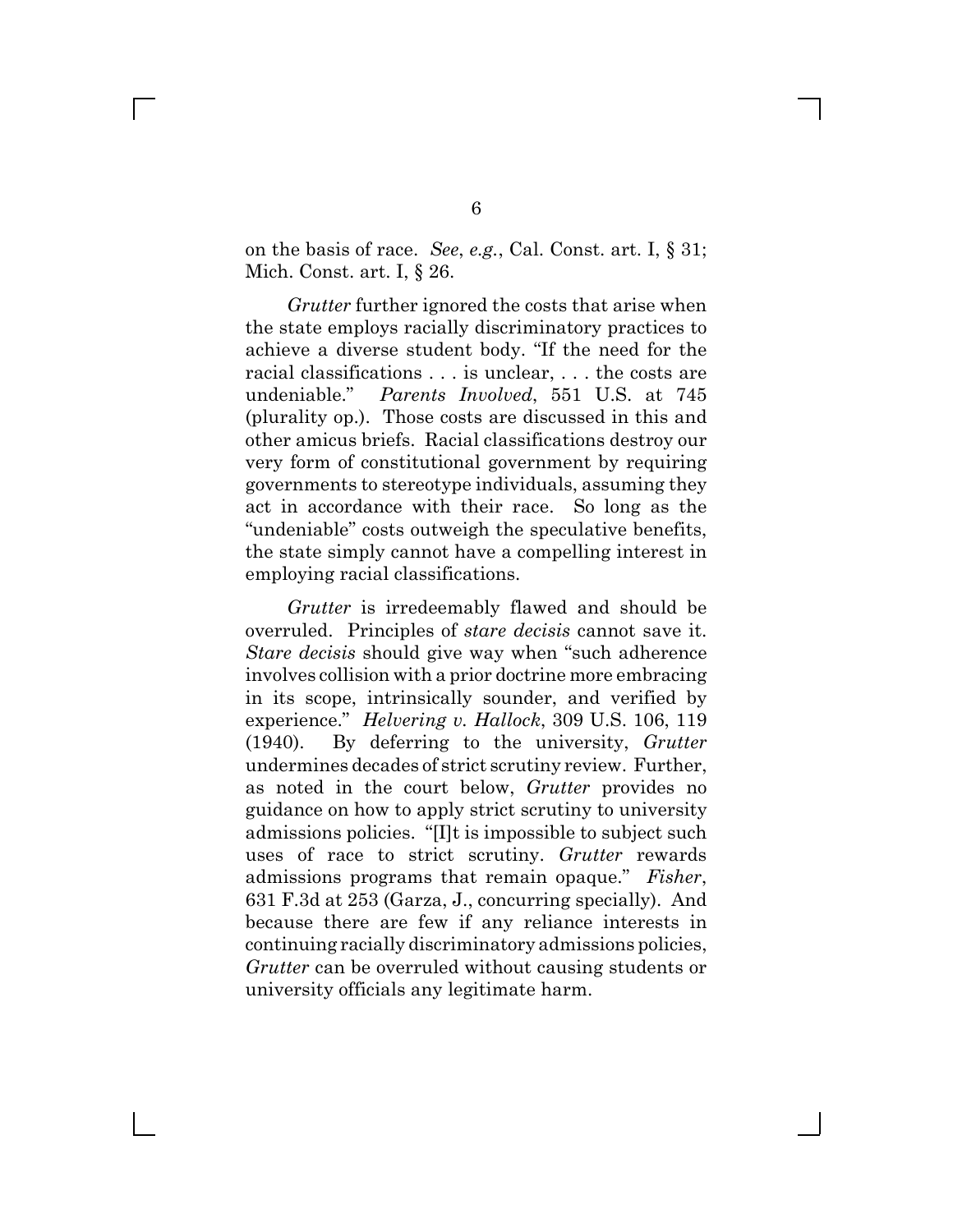on the basis of race. *See*, *e.g.*, Cal. Const. art. I, § 31; Mich. Const. art. I, § 26.

*Grutter* further ignored the costs that arise when the state employs racially discriminatory practices to achieve a diverse student body. "If the need for the racial classifications . . . is unclear, . . . the costs are undeniable." *Parents Involved*, 551 U.S. at 745 (plurality op.). Those costs are discussed in this and other amicus briefs. Racial classifications destroy our very form of constitutional government by requiring governments to stereotype individuals, assuming they act in accordance with their race. So long as the "undeniable" costs outweigh the speculative benefits, the state simply cannot have a compelling interest in employing racial classifications.

*Grutter* is irredeemably flawed and should be overruled. Principles of *stare decisis* cannot save it. *Stare decisis* should give way when "such adherence involves collision with a prior doctrine more embracing in its scope, intrinsically sounder, and verified by experience." *Helvering v. Hallock*, 309 U.S. 106, 119 (1940). By deferring to the university, *Grutter* undermines decades of strict scrutiny review. Further, as noted in the court below, *Grutter* provides no guidance on how to apply strict scrutiny to university admissions policies. "[I]t is impossible to subject such uses of race to strict scrutiny. *Grutter* rewards admissions programs that remain opaque." *Fisher*, 631 F.3d at 253 (Garza, J., concurring specially). And because there are few if any reliance interests in continuing racially discriminatory admissions policies, *Grutter* can be overruled without causing students or university officials any legitimate harm.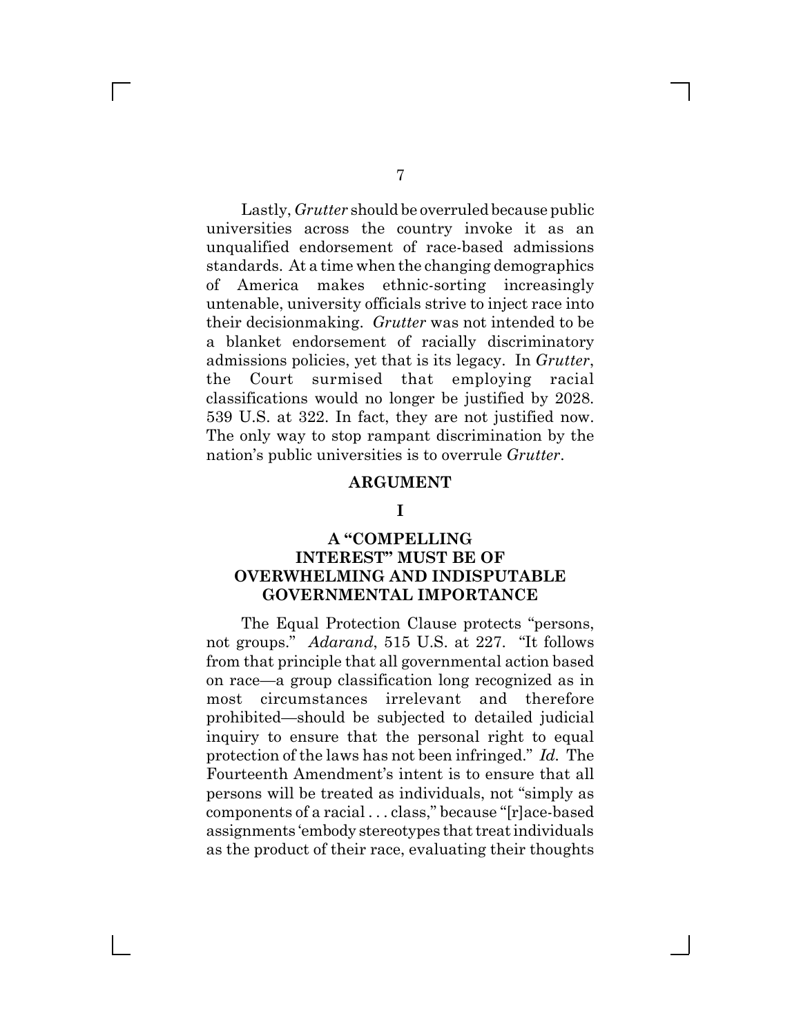Lastly, *Grutter* should be overruled because public universities across the country invoke it as an unqualified endorsement of race-based admissions standards. At a time when the changing demographics of America makes ethnic-sorting increasingly untenable, university officials strive to inject race into their decisionmaking. *Grutter* was not intended to be a blanket endorsement of racially discriminatory admissions policies, yet that is its legacy. In *Grutter*, the Court surmised that employing racial classifications would no longer be justified by 2028. 539 U.S. at 322. In fact, they are not justified now. The only way to stop rampant discrimination by the nation's public universities is to overrule *Grutter*.

## ARGUMENT

### I

### A "COMPELLING INTEREST" MUST BE OF OVERWHELMING AND INDISPUTABLE GOVERNMENTAL IMPORTANCE

The Equal Protection Clause protects "persons, not groups." *Adarand*, 515 U.S. at 227. "It follows from that principle that all governmental action based on race—a group classification long recognized as in most circumstances irrelevant and therefore prohibited—should be subjected to detailed judicial inquiry to ensure that the personal right to equal protection of the laws has not been infringed." *Id.* The Fourteenth Amendment's intent is to ensure that all persons will be treated as individuals, not "simply as components of a racial . . . class," because "[r]ace-based assignments 'embody stereotypes that treat individuals as the product of their race, evaluating their thoughts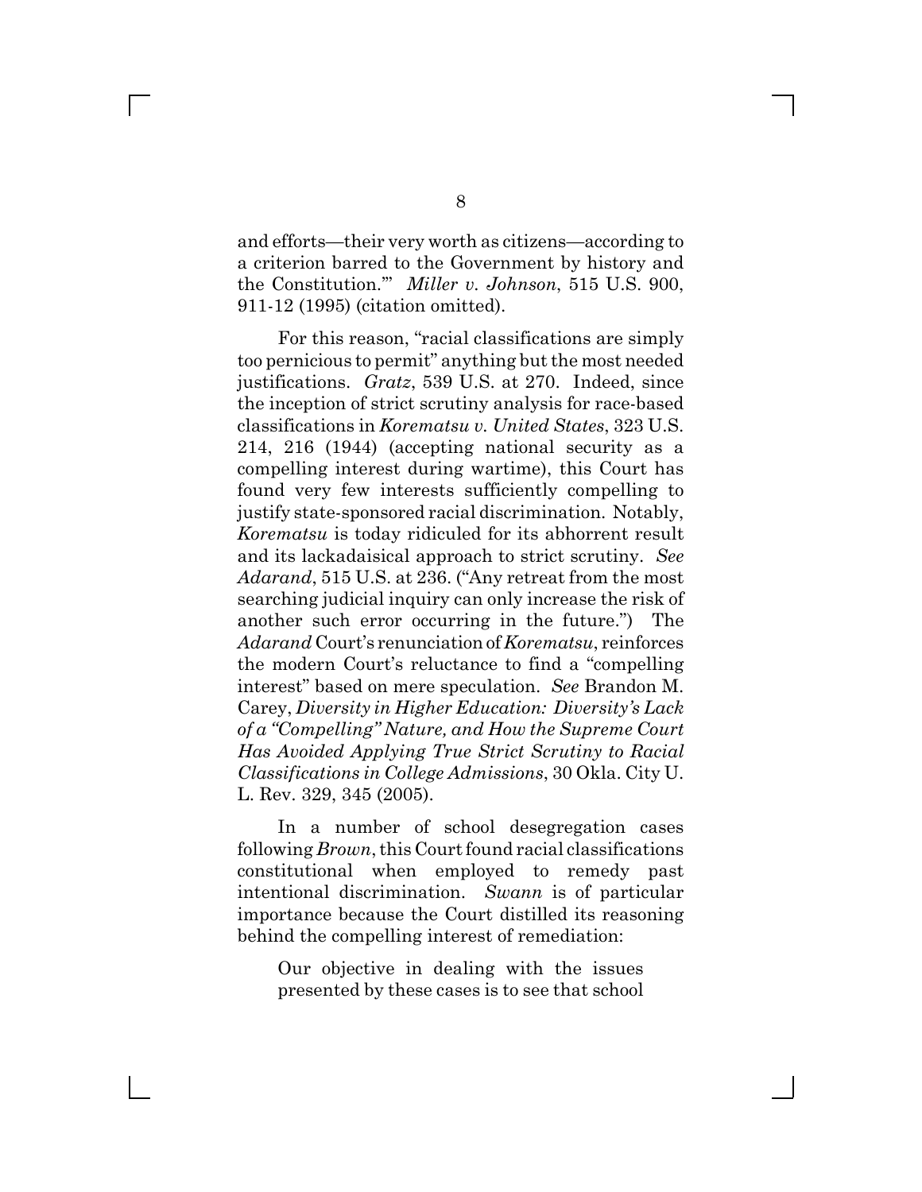and efforts—their very worth as citizens—according to a criterion barred to the Government by history and the Constitution.'" *Miller v. Johnson*, 515 U.S. 900, 911-12 (1995) (citation omitted).

For this reason, "racial classifications are simply too pernicious to permit" anything but the most needed justifications. *Gratz*, 539 U.S. at 270. Indeed, since the inception of strict scrutiny analysis for race-based classifications in *Korematsu v. United States*, 323 U.S. 214, 216 (1944) (accepting national security as a compelling interest during wartime), this Court has found very few interests sufficiently compelling to justify state-sponsored racial discrimination. Notably, *Korematsu* is today ridiculed for its abhorrent result and its lackadaisical approach to strict scrutiny. *See Adarand*, 515 U.S. at 236. ("Any retreat from the most searching judicial inquiry can only increase the risk of another such error occurring in the future.") The *Adarand* Court's renunciation of *Korematsu*, reinforces the modern Court's reluctance to find a "compelling interest" based on mere speculation. *See* Brandon M. Carey, *Diversity in Higher Education: Diversity's Lack of a "Compelling" Nature, and How the Supreme Court Has Avoided Applying True Strict Scrutiny to Racial Classifications in College Admissions*, 30 Okla. City U. L. Rev. 329, 345 (2005).

In a number of school desegregation cases following *Brown*, this Court found racial classifications constitutional when employed to remedy past intentional discrimination. *Swann* is of particular importance because the Court distilled its reasoning behind the compelling interest of remediation:

> Our objective in dealing with the issues presented by these cases is to see that school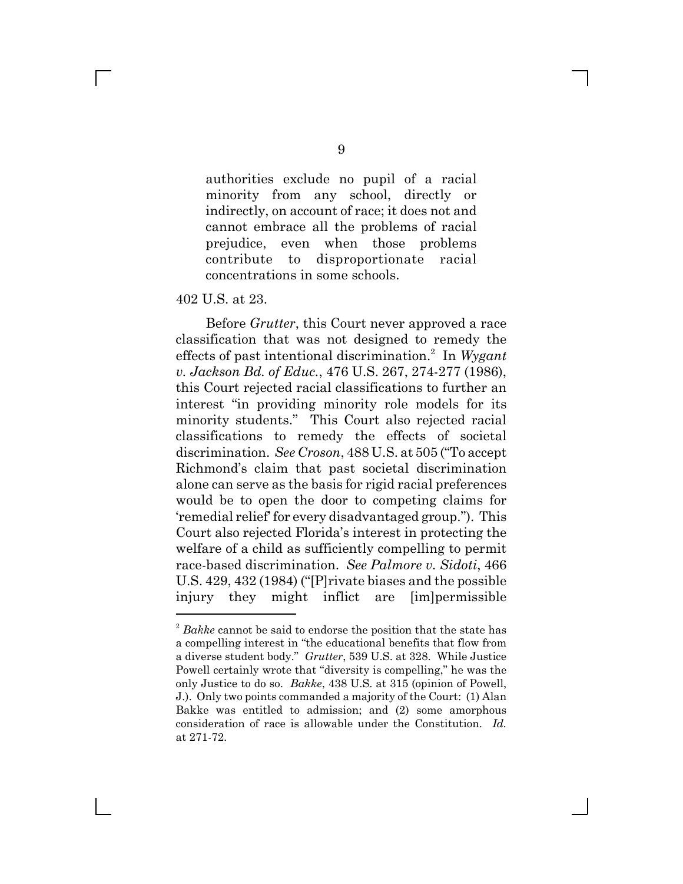> authorities exclude no pupil of a racial minority from any school, directly or indirectly, on account of race; it does not and cannot embrace all the problems of racial prejudice, even when those problems contribute to disproportionate racial concentrations in some schools.

402 U.S. at 23.

Before *Grutter*, this Court never approved a race classification that was not designed to remedy the effects of past intentional discrimination.[2] In *Wygant v. Jackson Bd. of Educ.*, 476 U.S. 267, 274-277 (1986), this Court rejected racial classifications to further an interest "in providing minority role models for its minority students." This Court also rejected racial classifications to remedy the effects of societal discrimination. *See Croson*, 488 U.S. at 505 ("To accept Richmond's claim that past societal discrimination alone can serve as the basis for rigid racial preferences would be to open the door to competing claims for 'remedial relief' for every disadvantaged group."). This Court also rejected Florida's interest in protecting the welfare of a child as sufficiently compelling to permit race-based discrimination. *See Palmore v. Sidoti*, 466 U.S. 429, 432 (1984) ("[P]rivate biases and the possible injury they might inflict are [im]permissible

---

[2] *Bakke* cannot be said to endorse the position that the state has a compelling interest in "the educational benefits that flow from a diverse student body." *Grutter*, 539 U.S. at 328. While Justice Powell certainly wrote that "diversity is compelling," he was the only Justice to do so. *Bakke*, 438 U.S. at 315 (opinion of Powell, J.). Only two points commanded a majority of the Court: (1) Alan Bakke was entitled to admission; and (2) some amorphous consideration of race is allowable under the Constitution. *Id.* at 271-72.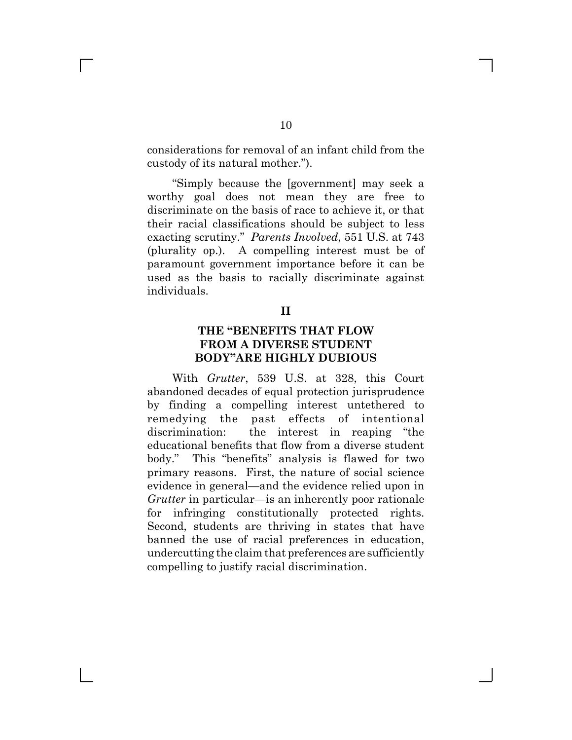considerations for removal of an infant child from the custody of its natural mother.").

"Simply because the [government] may seek a worthy goal does not mean they are free to discriminate on the basis of race to achieve it, or that their racial classifications should be subject to less exacting scrutiny." *Parents Involved*, 551 U.S. at 743 (plurality op.). A compelling interest must be of paramount government importance before it can be used as the basis to racially discriminate against individuals.

## II

## THE "BENEFITS THAT FLOW FROM A DIVERSE STUDENT BODY"ARE HIGHLY DUBIOUS

With *Grutter*, 539 U.S. at 328, this Court abandoned decades of equal protection jurisprudence by finding a compelling interest untethered to remedying the past effects of intentional discrimination: the interest in reaping "the educational benefits that flow from a diverse student body." This "benefits" analysis is flawed for two primary reasons. First, the nature of social science evidence in general—and the evidence relied upon in *Grutter* in particular—is an inherently poor rationale for infringing constitutionally protected rights. Second, students are thriving in states that have banned the use of racial preferences in education, undercutting the claim that preferences are sufficiently compelling to justify racial discrimination.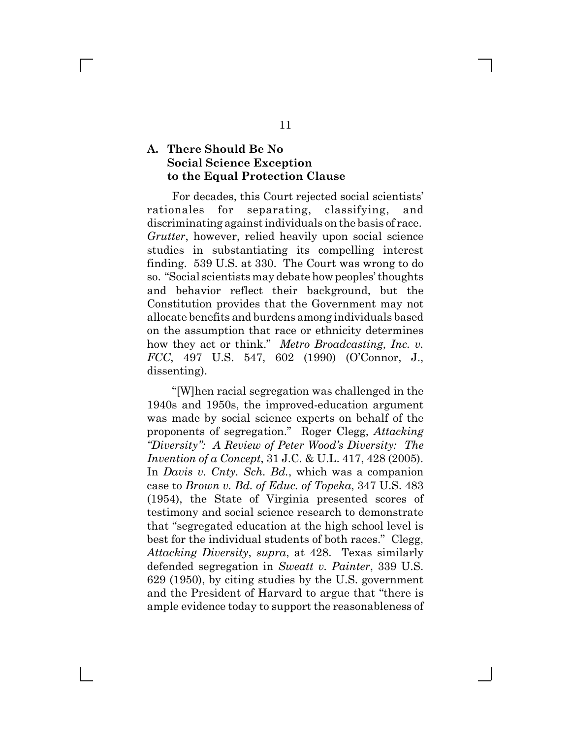### A. There Should Be No Social Science Exception to the Equal Protection Clause

For decades, this Court rejected social scientists' rationales for separating, classifying, and discriminating against individuals on the basis of race. *Grutter*, however, relied heavily upon social science studies in substantiating its compelling interest finding. 539 U.S. at 330. The Court was wrong to do so. "Social scientists may debate how peoples' thoughts and behavior reflect their background, but the Constitution provides that the Government may not allocate benefits and burdens among individuals based on the assumption that race or ethnicity determines how they act or think." *Metro Broadcasting, Inc. v. FCC*, 497 U.S. 547, 602 (1990) (O'Connor, J., dissenting).

"[W]hen racial segregation was challenged in the 1940s and 1950s, the improved-education argument was made by social science experts on behalf of the proponents of segregation." Roger Clegg, *Attacking "Diversity": A Review of Peter Wood's Diversity: The Invention of a Concept*, 31 J.C. & U.L. 417, 428 (2005). In *Davis v. Cnty. Sch. Bd.*, which was a companion case to *Brown v. Bd. of Educ. of Topeka*, 347 U.S. 483 (1954), the State of Virginia presented scores of testimony and social science research to demonstrate that "segregated education at the high school level is best for the individual students of both races." Clegg, *Attacking Diversity*, *supra*, at 428. Texas similarly defended segregation in *Sweatt v. Painter*, 339 U.S. 629 (1950), by citing studies by the U.S. government and the President of Harvard to argue that "there is ample evidence today to support the reasonableness of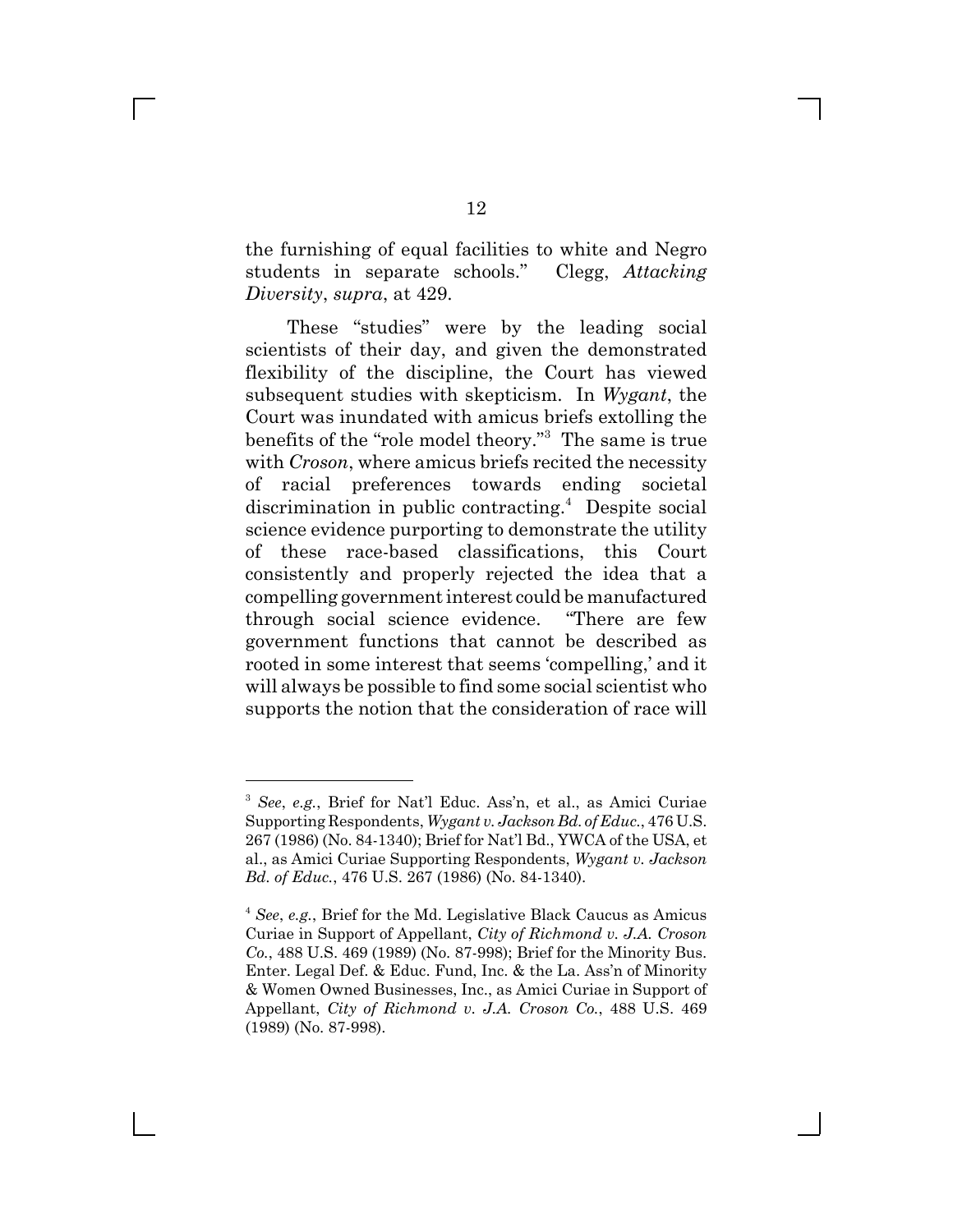the furnishing of equal facilities to white and Negro students in separate schools." Clegg, *Attacking Diversity*, *supra*, at 429.

These "studies" were by the leading social scientists of their day, and given the demonstrated flexibility of the discipline, the Court has viewed subsequent studies with skepticism. In *Wygant*, the Court was inundated with amicus briefs extolling the benefits of the "role model theory."[3] The same is true with *Croson*, where amicus briefs recited the necessity of racial preferences towards ending societal discrimination in public contracting.[4] Despite social science evidence purporting to demonstrate the utility of these race-based classifications, this Court consistently and properly rejected the idea that a compelling government interest could be manufactured through social science evidence. "There are few government functions that cannot be described as rooted in some interest that seems 'compelling,' and it will always be possible to find some social scientist who supports the notion that the consideration of race will

---

[3] *See*, *e.g.*, Brief for Nat'l Educ. Ass'n, et al., as Amici Curiae Supporting Respondents, *Wygant v. Jackson Bd. of Educ.*, 476 U.S. 267 (1986) (No. 84-1340); Brief for Nat'l Bd., YWCA of the USA, et al., as Amici Curiae Supporting Respondents, *Wygant v. Jackson Bd. of Educ.*, 476 U.S. 267 (1986) (No. 84-1340).

[4] *See*, *e.g.*, Brief for the Md. Legislative Black Caucus as Amicus Curiae in Support of Appellant, *City of Richmond v. J.A. Croson Co.*, 488 U.S. 469 (1989) (No. 87-998); Brief for the Minority Bus. Enter. Legal Def. & Educ. Fund, Inc. & the La. Ass'n of Minority & Women Owned Businesses, Inc., as Amici Curiae in Support of Appellant, *City of Richmond v. J.A. Croson Co.*, 488 U.S. 469 (1989) (No. 87-998).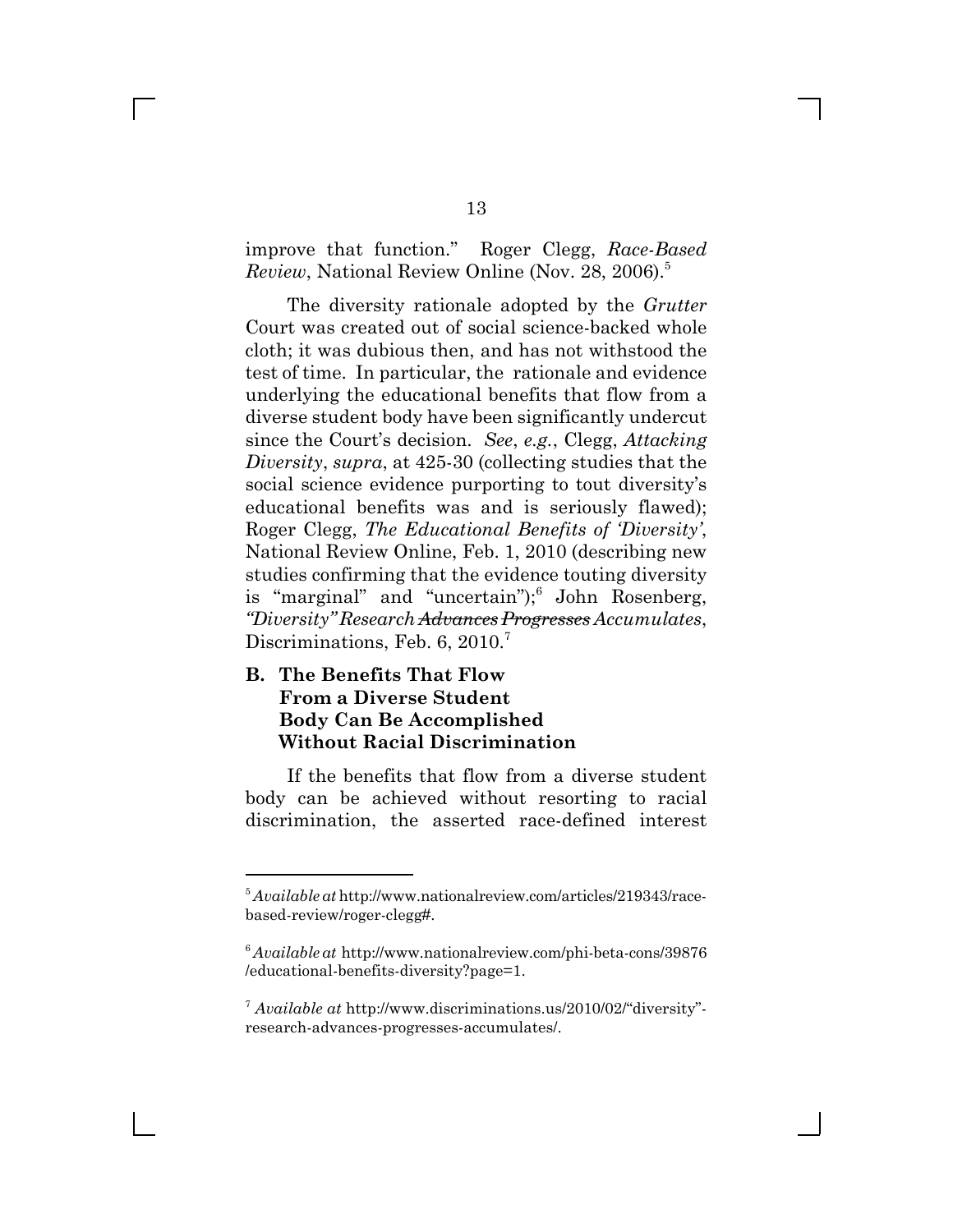improve that function." Roger Clegg, *Race-Based Review*, National Review Online (Nov. 28, 2006).[5]

The diversity rationale adopted by the *Grutter* Court was created out of social science-backed whole cloth; it was dubious then, and has not withstood the test of time. In particular, the rationale and evidence underlying the educational benefits that flow from a diverse student body have been significantly undercut since the Court's decision. *See*, *e.g.*, Clegg, *Attacking Diversity*, *supra*, at 425-30 (collecting studies that the social science evidence purporting to tout diversity's educational benefits was and is seriously flawed); Roger Clegg, *The Educational Benefits of 'Diversity'*, National Review Online, Feb. 1, 2010 (describing new studies confirming that the evidence touting diversity is "marginal" and "uncertain");[6] John Rosenberg, *"Diversity" Research ~~Advances~~ ~~Progresses~~ Accumulates*, Discriminations, Feb. 6, 2010.[7]

### B. The Benefits That Flow From a Diverse Student Body Can Be Accomplished Without Racial Discrimination

If the benefits that flow from a diverse student body can be achieved without resorting to racial discrimination, the asserted race-defined interest

---

[5] *Available at* http://www.nationalreview.com/articles/219343/race-based-review/roger-clegg#.

[6] *Available at* http://www.nationalreview.com/phi-beta-cons/39876/educational-benefits-diversity?page=1.

[7] *Available at* http://www.discriminations.us/2010/02/"diversity"-research-advances-progresses-accumulates/.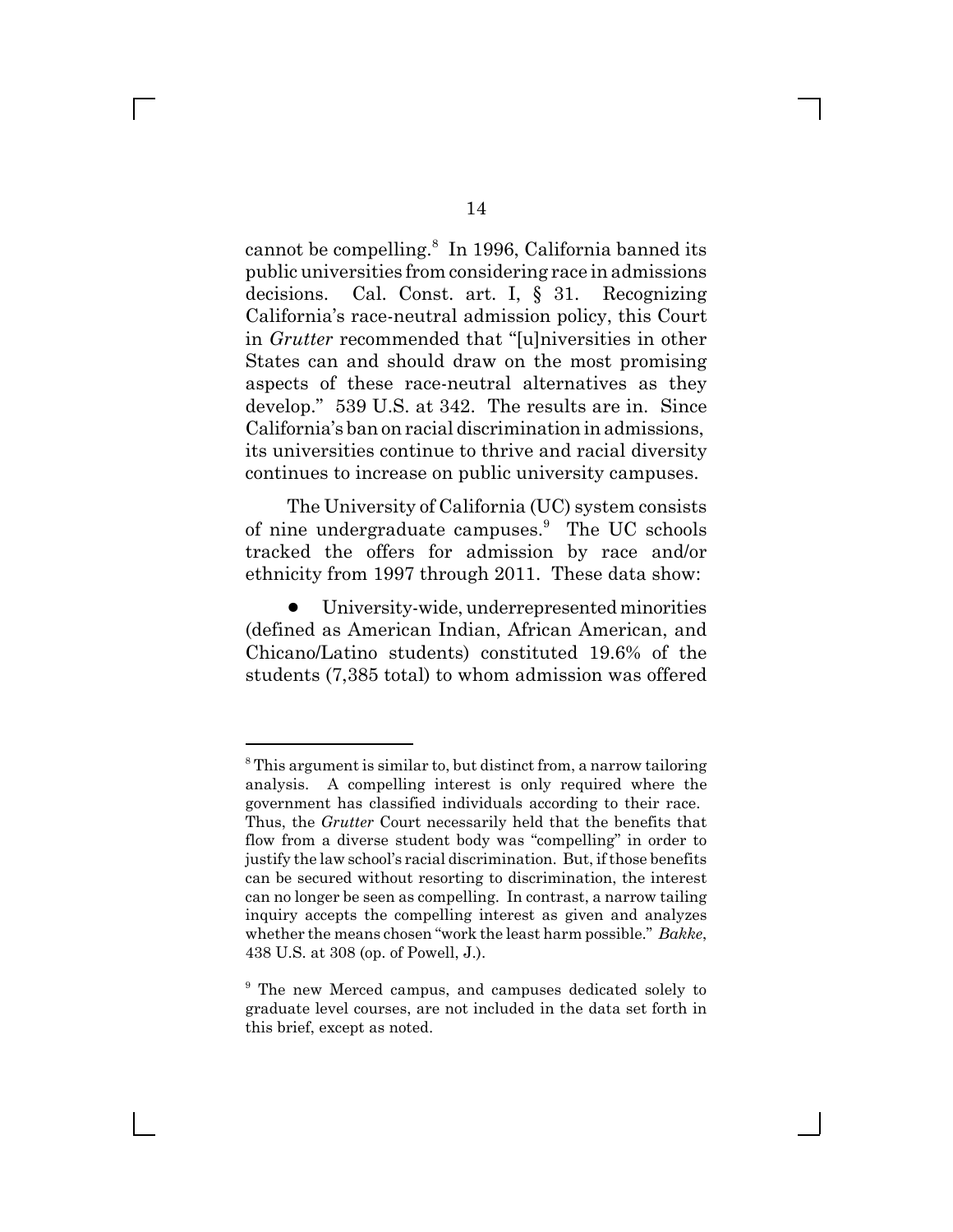cannot be compelling.[8] In 1996, California banned its public universities from considering race in admissions decisions. Cal. Const. art. I, § 31. Recognizing California's race-neutral admission policy, this Court in *Grutter* recommended that "[u]niversities in other States can and should draw on the most promising aspects of these race-neutral alternatives as they develop." 539 U.S. at 342. The results are in. Since California's ban on racial discrimination in admissions, its universities continue to thrive and racial diversity continues to increase on public university campuses.

The University of California (UC) system consists of nine undergraduate campuses.[9] The UC schools tracked the offers for admission by race and/or ethnicity from 1997 through 2011. These data show:

- University-wide, underrepresented minorities (defined as American Indian, African American, and Chicano/Latino students) constituted 19.6% of the students (7,385 total) to whom admission was offered

---

[8] This argument is similar to, but distinct from, a narrow tailoring analysis. A compelling interest is only required where the government has classified individuals according to their race. Thus, the *Grutter* Court necessarily held that the benefits that flow from a diverse student body was "compelling" in order to justify the law school's racial discrimination. But, if those benefits can be secured without resorting to discrimination, the interest can no longer be seen as compelling. In contrast, a narrow tailing inquiry accepts the compelling interest as given and analyzes whether the means chosen "work the least harm possible." *Bakke*, 438 U.S. at 308 (op. of Powell, J.).

[9] The new Merced campus, and campuses dedicated solely to graduate level courses, are not included in the data set forth in this brief, except as noted.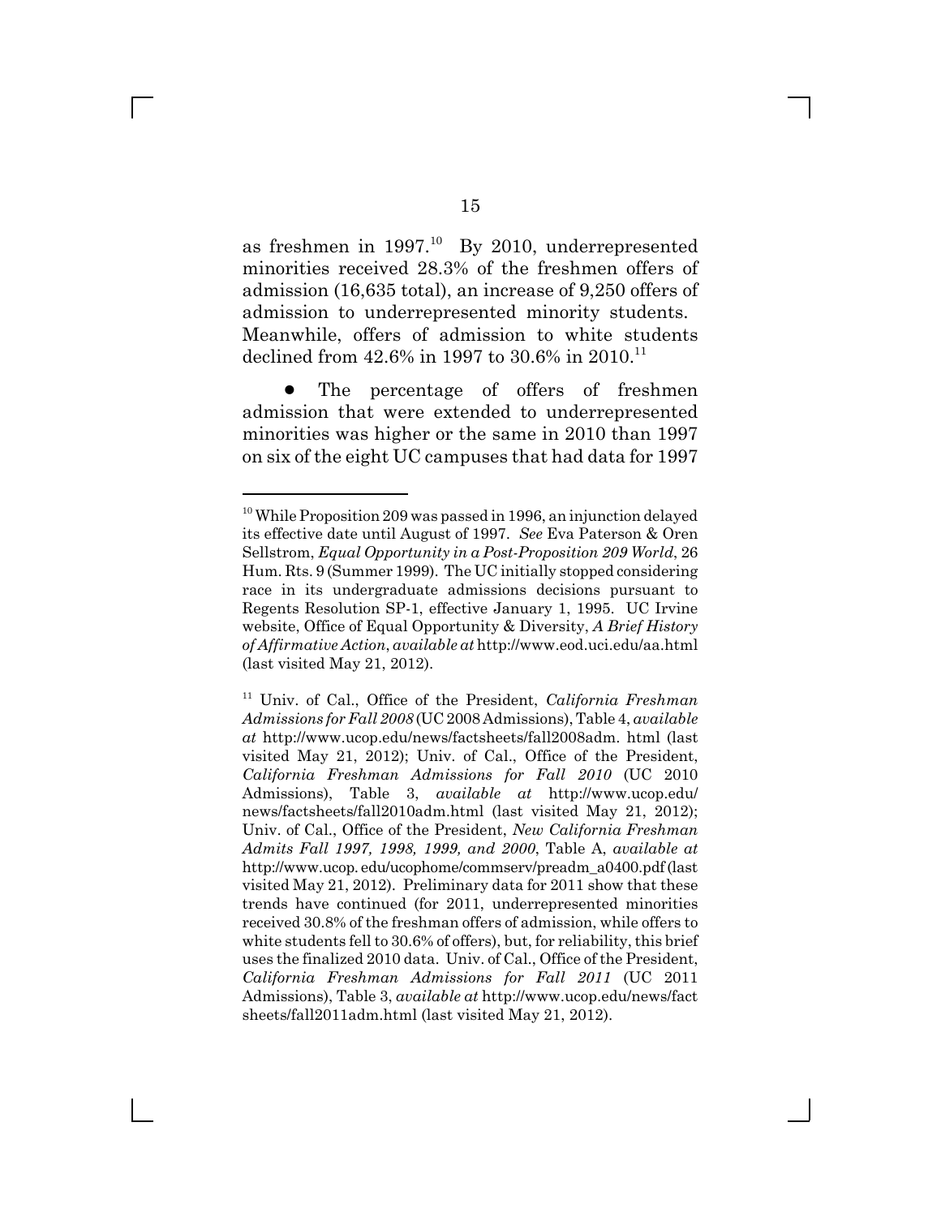as freshmen in 1997.[10] By 2010, underrepresented minorities received 28.3% of the freshmen offers of admission (16,635 total), an increase of 9,250 offers of admission to underrepresented minority students. Meanwhile, offers of admission to white students declined from 42.6% in 1997 to 30.6% in 2010.[11]

- The percentage of offers of freshmen admission that were extended to underrepresented minorities was higher or the same in 2010 than 1997 on six of the eight UC campuses that had data for 1997

---

[10] While Proposition 209 was passed in 1996, an injunction delayed its effective date until August of 1997. *See* Eva Paterson & Oren Sellstrom, *Equal Opportunity in a Post-Proposition 209 World*, 26 Hum. Rts. 9 (Summer 1999). The UC initially stopped considering race in its undergraduate admissions decisions pursuant to Regents Resolution SP-1, effective January 1, 1995. UC Irvine website, Office of Equal Opportunity & Diversity, *A Brief History of Affirmative Action*, *available at* http://www.eod.uci.edu/aa.html (last visited May 21, 2012).

[11] Univ. of Cal., Office of the President, *California Freshman Admissions for Fall 2008* (UC 2008 Admissions), Table 4, *available at* http://www.ucop.edu/news/factsheets/fall2008adm. html (last visited May 21, 2012); Univ. of Cal., Office of the President, *California Freshman Admissions for Fall 2010* (UC 2010 Admissions), Table 3, *available at* http://www.ucop.edu/ news/factsheets/fall2010adm.html (last visited May 21, 2012); Univ. of Cal., Office of the President, *New California Freshman Admits Fall 1997, 1998, 1999, and 2000*, Table A, *available at* http://www.ucop. edu/ucophome/commserv/preadm_a0400.pdf (last visited May 21, 2012). Preliminary data for 2011 show that these trends have continued (for 2011, underrepresented minorities received 30.8% of the freshman offers of admission, while offers to white students fell to 30.6% of offers), but, for reliability, this brief uses the finalized 2010 data. Univ. of Cal., Office of the President, *California Freshman Admissions for Fall 2011* (UC 2011 Admissions), Table 3, *available at* http://www.ucop.edu/news/fact sheets/fall2011adm.html (last visited May 21, 2012).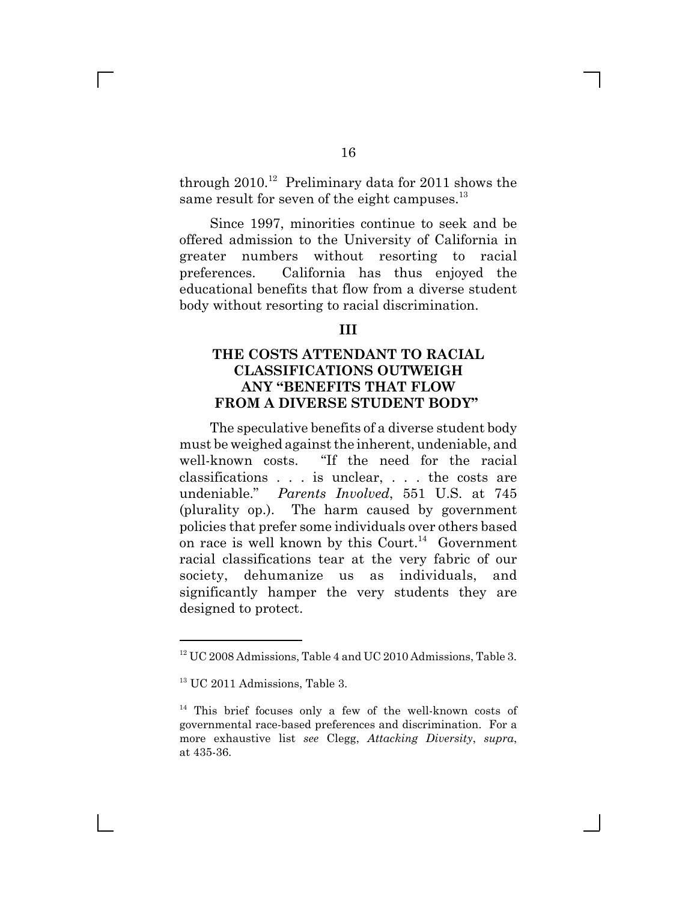through 2010.[12] Preliminary data for 2011 shows the same result for seven of the eight campuses.[13]

Since 1997, minorities continue to seek and be offered admission to the University of California in greater numbers without resorting to racial preferences. California has thus enjoyed the educational benefits that flow from a diverse student body without resorting to racial discrimination.

## III

## THE COSTS ATTENDANT TO RACIAL CLASSIFICATIONS OUTWEIGH ANY "BENEFITS THAT FLOW FROM A DIVERSE STUDENT BODY"

The speculative benefits of a diverse student body must be weighed against the inherent, undeniable, and well-known costs. "If the need for the racial classifications . . . is unclear, . . . the costs are undeniable." *Parents Involved*, 551 U.S. at 745 (plurality op.). The harm caused by government policies that prefer some individuals over others based on race is well known by this Court.[14] Government racial classifications tear at the very fabric of our society, dehumanize us as individuals, and significantly hamper the very students they are designed to protect.

---

[12] UC 2008 Admissions, Table 4 and UC 2010 Admissions, Table 3.

[13] UC 2011 Admissions, Table 3.

[14] This brief focuses only a few of the well-known costs of governmental race-based preferences and discrimination. For a more exhaustive list *see* Clegg, *Attacking Diversity*, *supra*, at 435-36.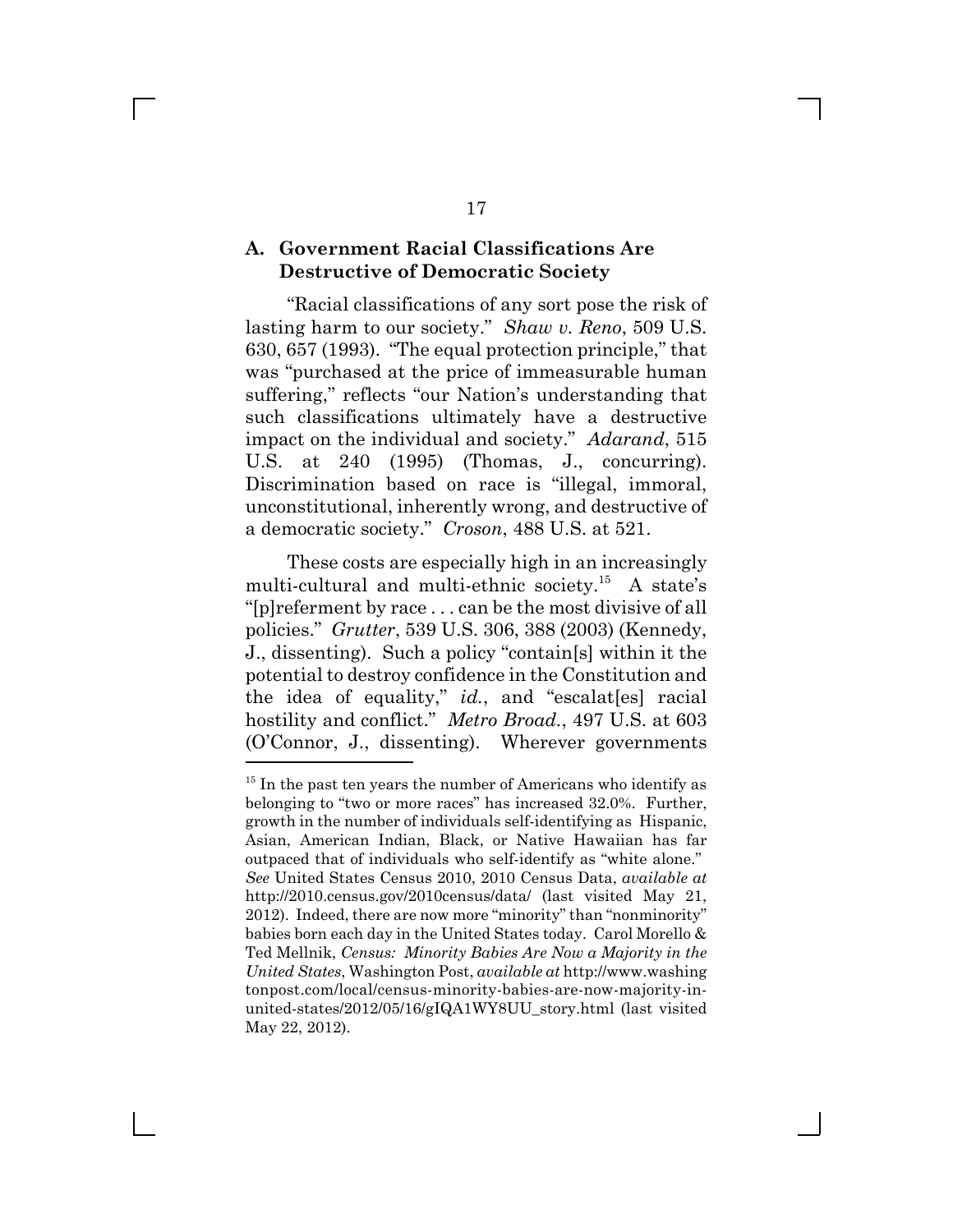### A. Government Racial Classifications Are Destructive of Democratic Society

"Racial classifications of any sort pose the risk of lasting harm to our society." *Shaw v. Reno*, 509 U.S. 630, 657 (1993). "The equal protection principle," that was "purchased at the price of immeasurable human suffering," reflects "our Nation's understanding that such classifications ultimately have a destructive impact on the individual and society." *Adarand*, 515 U.S. at 240 (1995) (Thomas, J., concurring). Discrimination based on race is "illegal, immoral, unconstitutional, inherently wrong, and destructive of a democratic society." *Croson*, 488 U.S. at 521.

These costs are especially high in an increasingly multi-cultural and multi-ethnic society.[15] A state's "[p]referment by race . . . can be the most divisive of all policies." *Grutter*, 539 U.S. 306, 388 (2003) (Kennedy, J., dissenting). Such a policy "contain[s] within it the potential to destroy confidence in the Constitution and the idea of equality," *id.*, and "escalat[es] racial hostility and conflict." *Metro Broad.*, 497 U.S. at 603 (O'Connor, J., dissenting). Wherever governments

---

[15] In the past ten years the number of Americans who identify as belonging to "two or more races" has increased 32.0%. Further, growth in the number of individuals self-identifying as Hispanic, Asian, American Indian, Black, or Native Hawaiian has far outpaced that of individuals who self-identify as "white alone." *See* United States Census 2010, 2010 Census Data, *available at* http://2010.census.gov/2010census/data/ (last visited May 21, 2012). Indeed, there are now more "minority" than "nonminority" babies born each day in the United States today. Carol Morello & Ted Mellnik, *Census: Minority Babies Are Now a Majority in the United States*, Washington Post, *available at* http://www.washingtonpost.com/local/census-minority-babies-are-now-majority-in-united-states/2012/05/16/gIQA1WY8UU_story.html (last visited May 22, 2012).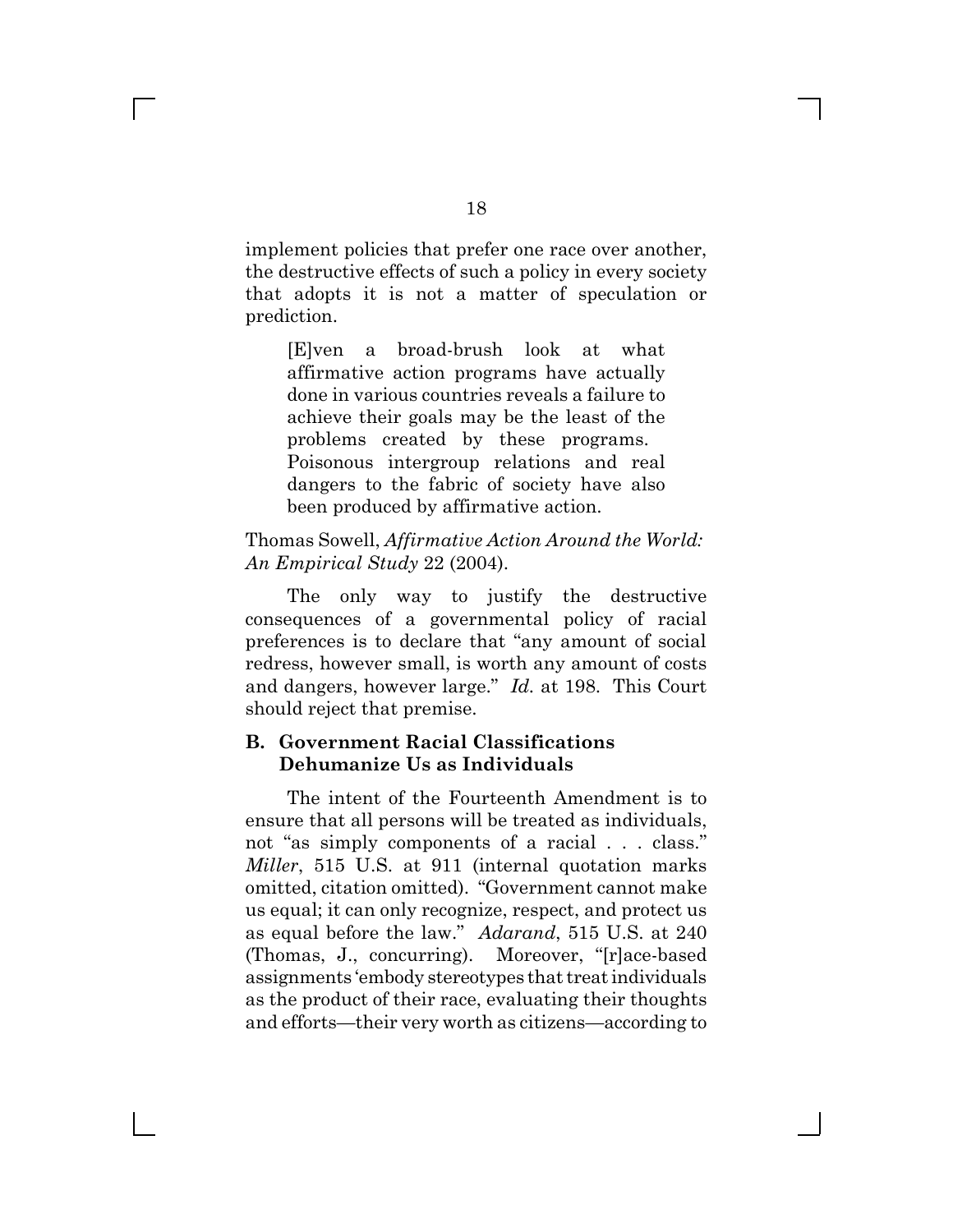implement policies that prefer one race over another, the destructive effects of such a policy in every society that adopts it is not a matter of speculation or prediction.

> [E]ven a broad-brush look at what affirmative action programs have actually done in various countries reveals a failure to achieve their goals may be the least of the problems created by these programs. Poisonous intergroup relations and real dangers to the fabric of society have also been produced by affirmative action.

Thomas Sowell, *Affirmative Action Around the World: An Empirical Study* 22 (2004).

The only way to justify the destructive consequences of a governmental policy of racial preferences is to declare that "any amount of social redress, however small, is worth any amount of costs and dangers, however large." *Id.* at 198. This Court should reject that premise.

### B. Government Racial Classifications Dehumanize Us as Individuals

The intent of the Fourteenth Amendment is to ensure that all persons will be treated as individuals, not "as simply components of a racial . . . class." *Miller*, 515 U.S. at 911 (internal quotation marks omitted, citation omitted). "Government cannot make us equal; it can only recognize, respect, and protect us as equal before the law." *Adarand*, 515 U.S. at 240 (Thomas, J., concurring). Moreover, "[r]ace-based assignments 'embody stereotypes that treat individuals as the product of their race, evaluating their thoughts and efforts—their very worth as citizens—according to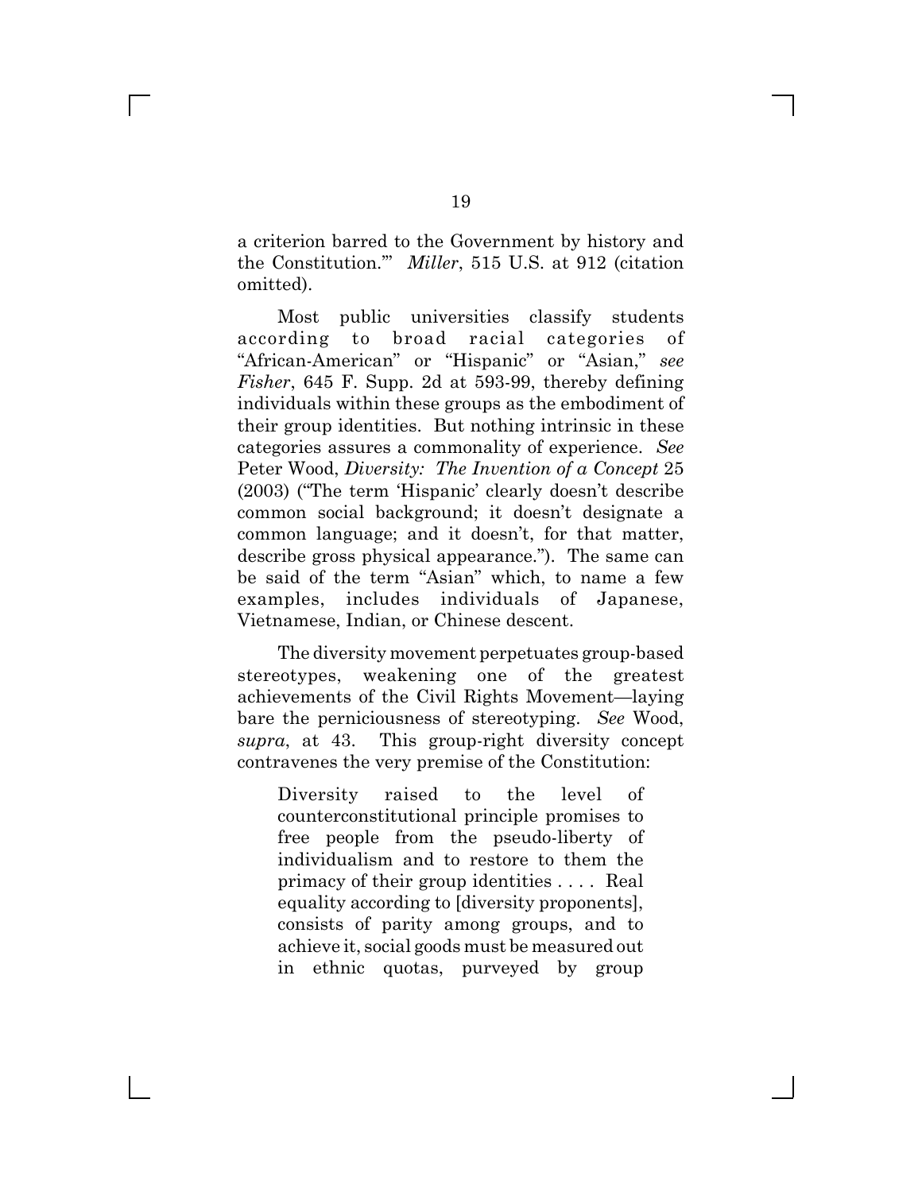a criterion barred to the Government by history and the Constitution.'" *Miller*, 515 U.S. at 912 (citation omitted).

Most public universities classify students according to broad racial categories of "African-American" or "Hispanic" or "Asian," *see Fisher*, 645 F. Supp. 2d at 593-99, thereby defining individuals within these groups as the embodiment of their group identities. But nothing intrinsic in these categories assures a commonality of experience. *See* Peter Wood, *Diversity: The Invention of a Concept* 25 (2003) ("The term 'Hispanic' clearly doesn't describe common social background; it doesn't designate a common language; and it doesn't, for that matter, describe gross physical appearance."). The same can be said of the term "Asian" which, to name a few examples, includes individuals of Japanese, Vietnamese, Indian, or Chinese descent.

The diversity movement perpetuates group-based stereotypes, weakening one of the greatest achievements of the Civil Rights Movement—laying bare the perniciousness of stereotyping. *See* Wood, *supra*, at 43. This group-right diversity concept contravenes the very premise of the Constitution:

> Diversity raised to the level of counterconstitutional principle promises to free people from the pseudo-liberty of individualism and to restore to them the primacy of their group identities . . . . Real equality according to [diversity proponents], consists of parity among groups, and to achieve it, social goods must be measured out in ethnic quotas, purveyed by group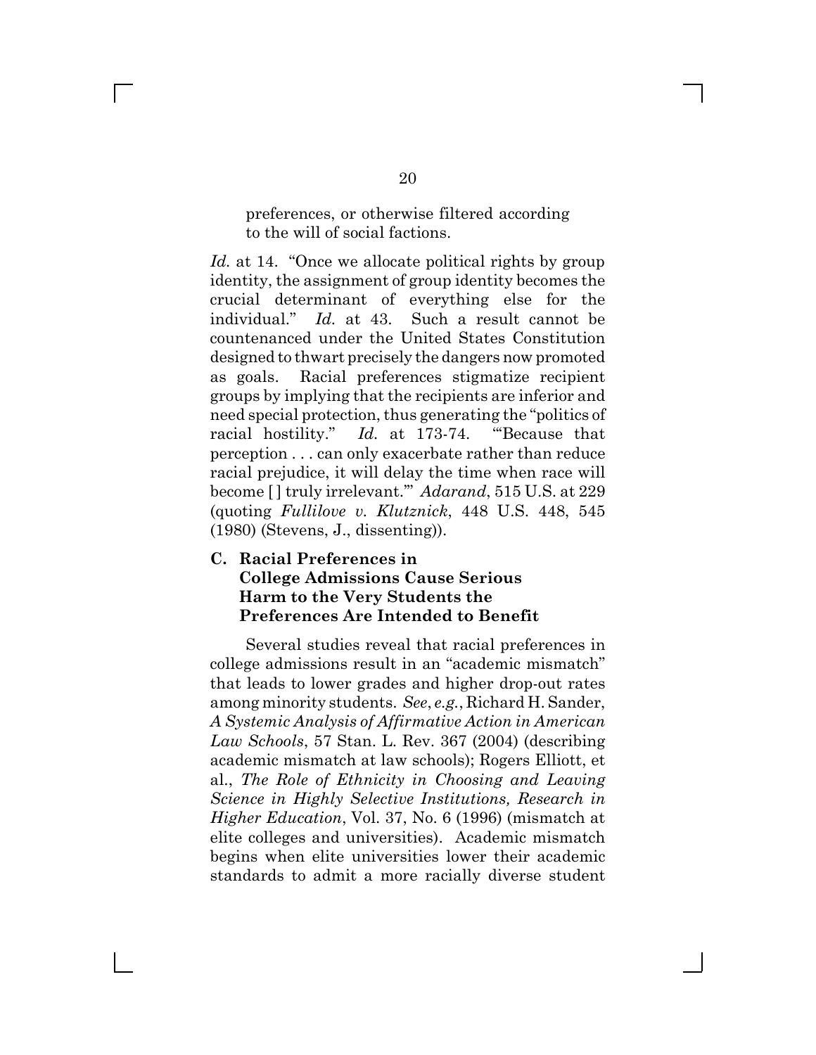> preferences, or otherwise filtered according to the will of social factions.

*Id.* at 14. "Once we allocate political rights by group identity, the assignment of group identity becomes the crucial determinant of everything else for the individual." *Id.* at 43. Such a result cannot be countenanced under the United States Constitution designed to thwart precisely the dangers now promoted as goals. Racial preferences stigmatize recipient groups by implying that the recipients are inferior and need special protection, thus generating the "politics of racial hostility." *Id.* at 173-74. "'Because that perception . . . can only exacerbate rather than reduce racial prejudice, it will delay the time when race will become [ ] truly irrelevant.'" *Adarand*, 515 U.S. at 229 (quoting *Fullilove v. Klutznick*, 448 U.S. 448, 545 (1980) (Stevens, J., dissenting)).

### C. Racial Preferences in College Admissions Cause Serious Harm to the Very Students the Preferences Are Intended to Benefit

Several studies reveal that racial preferences in college admissions result in an "academic mismatch" that leads to lower grades and higher drop-out rates among minority students. *See*, *e.g.*, Richard H. Sander, *A Systemic Analysis of Affirmative Action in American Law Schools*, 57 Stan. L. Rev. 367 (2004) (describing academic mismatch at law schools); Rogers Elliott, et al., *The Role of Ethnicity in Choosing and Leaving Science in Highly Selective Institutions, Research in Higher Education*, Vol. 37, No. 6 (1996) (mismatch at elite colleges and universities). Academic mismatch begins when elite universities lower their academic standards to admit a more racially diverse student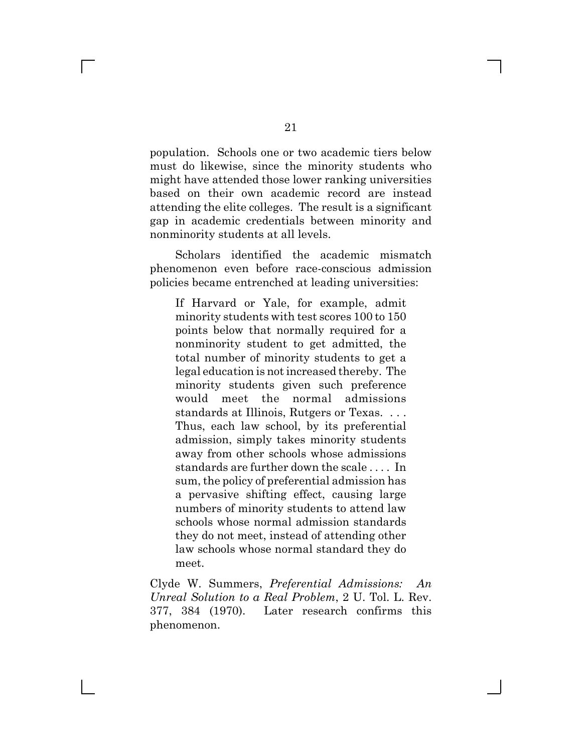population. Schools one or two academic tiers below must do likewise, since the minority students who might have attended those lower ranking universities based on their own academic record are instead attending the elite colleges. The result is a significant gap in academic credentials between minority and nonminority students at all levels.

Scholars identified the academic mismatch phenomenon even before race-conscious admission policies became entrenched at leading universities:

> If Harvard or Yale, for example, admit minority students with test scores 100 to 150 points below that normally required for a nonminority student to get admitted, the total number of minority students to get a legal education is not increased thereby. The minority students given such preference would meet the normal admissions standards at Illinois, Rutgers or Texas. . . . Thus, each law school, by its preferential admission, simply takes minority students away from other schools whose admissions standards are further down the scale . . . . In sum, the policy of preferential admission has a pervasive shifting effect, causing large numbers of minority students to attend law schools whose normal admission standards they do not meet, instead of attending other law schools whose normal standard they do meet.

Clyde W. Summers, *Preferential Admissions: An Unreal Solution to a Real Problem*, 2 U. Tol. L. Rev. 377, 384 (1970). Later research confirms this phenomenon.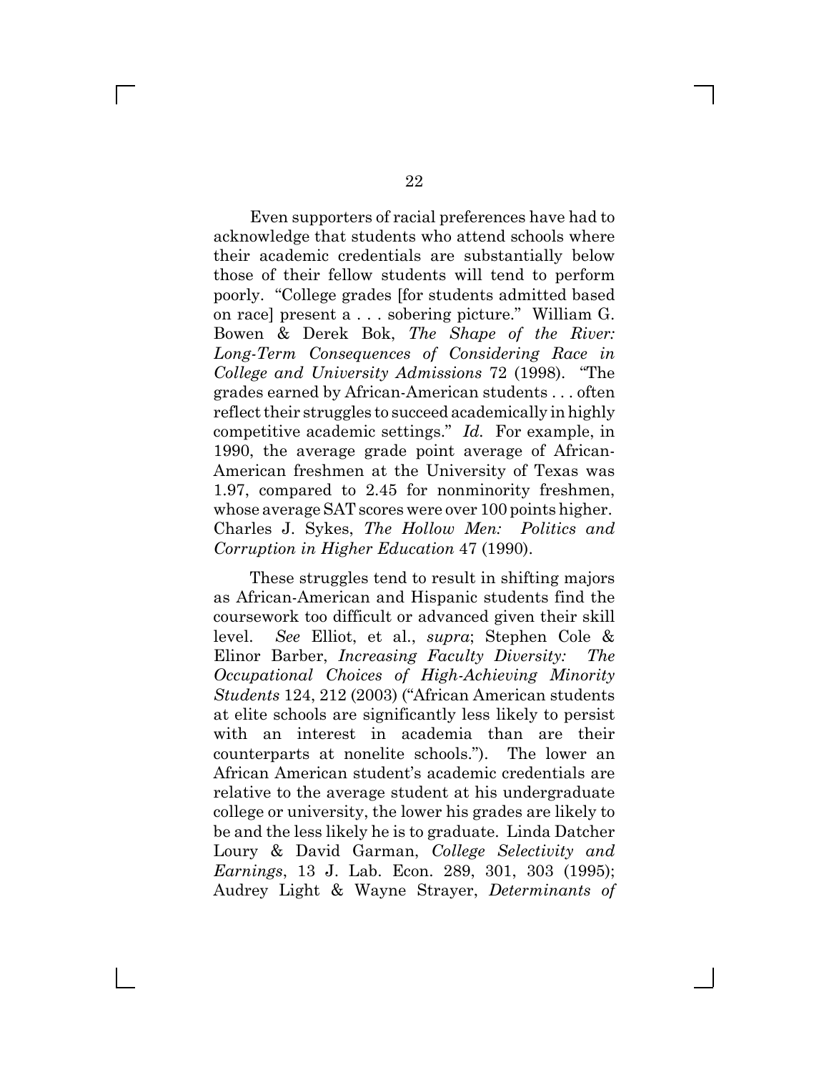Even supporters of racial preferences have had to acknowledge that students who attend schools where their academic credentials are substantially below those of their fellow students will tend to perform poorly. "College grades [for students admitted based on race] present a . . . sobering picture." William G. Bowen & Derek Bok, *The Shape of the River: Long-Term Consequences of Considering Race in College and University Admissions* 72 (1998). "The grades earned by African-American students . . . often reflect their struggles to succeed academically in highly competitive academic settings." *Id.* For example, in 1990, the average grade point average of African-American freshmen at the University of Texas was 1.97, compared to 2.45 for nonminority freshmen, whose average SAT scores were over 100 points higher. Charles J. Sykes, *The Hollow Men: Politics and Corruption in Higher Education* 47 (1990).

These struggles tend to result in shifting majors as African-American and Hispanic students find the coursework too difficult or advanced given their skill level. *See* Elliot, et al., *supra*; Stephen Cole & Elinor Barber, *Increasing Faculty Diversity: The Occupational Choices of High-Achieving Minority Students* 124, 212 (2003) ("African American students at elite schools are significantly less likely to persist with an interest in academia than are their counterparts at nonelite schools."). The lower an African American student's academic credentials are relative to the average student at his undergraduate college or university, the lower his grades are likely to be and the less likely he is to graduate. Linda Datcher Loury & David Garman, *College Selectivity and Earnings*, 13 J. Lab. Econ. 289, 301, 303 (1995); Audrey Light & Wayne Strayer, *Determinants of*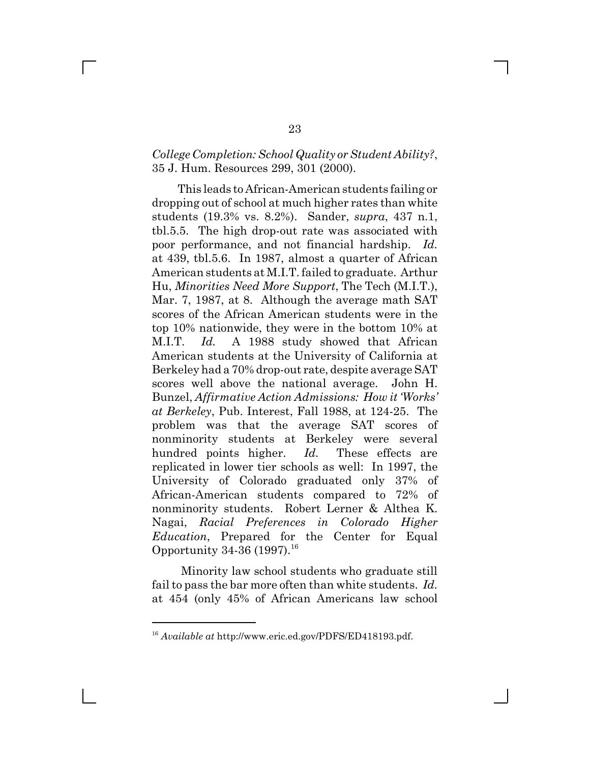*College Completion: School Quality or Student Ability?*, 35 J. Hum. Resources 299, 301 (2000).

This leads to African-American students failing or dropping out of school at much higher rates than white students (19.3% vs. 8.2%). Sander, *supra*, 437 n.1, tbl.5.5. The high drop-out rate was associated with poor performance, and not financial hardship. *Id.* at 439, tbl.5.6. In 1987, almost a quarter of African American students at M.I.T. failed to graduate. Arthur Hu, *Minorities Need More Support*, The Tech (M.I.T.), Mar. 7, 1987, at 8. Although the average math SAT scores of the African American students were in the top 10% nationwide, they were in the bottom 10% at M.I.T. *Id.* A 1988 study showed that African American students at the University of California at Berkeley had a 70% drop-out rate, despite average SAT scores well above the national average. John H. Bunzel, *Affirmative Action Admissions: How it 'Works' at Berkeley*, Pub. Interest, Fall 1988, at 124-25. The problem was that the average SAT scores of nonminority students at Berkeley were several hundred points higher. *Id.* These effects are replicated in lower tier schools as well: In 1997, the University of Colorado graduated only 37% of African-American students compared to 72% of nonminority students. Robert Lerner & Althea K. Nagai, *Racial Preferences in Colorado Higher Education*, Prepared for the Center for Equal Opportunity 34-36 (1997).[16]

Minority law school students who graduate still fail to pass the bar more often than white students. *Id.* at 454 (only 45% of African Americans law school

---

[16] *Available at* http://www.eric.ed.gov/PDFS/ED418193.pdf.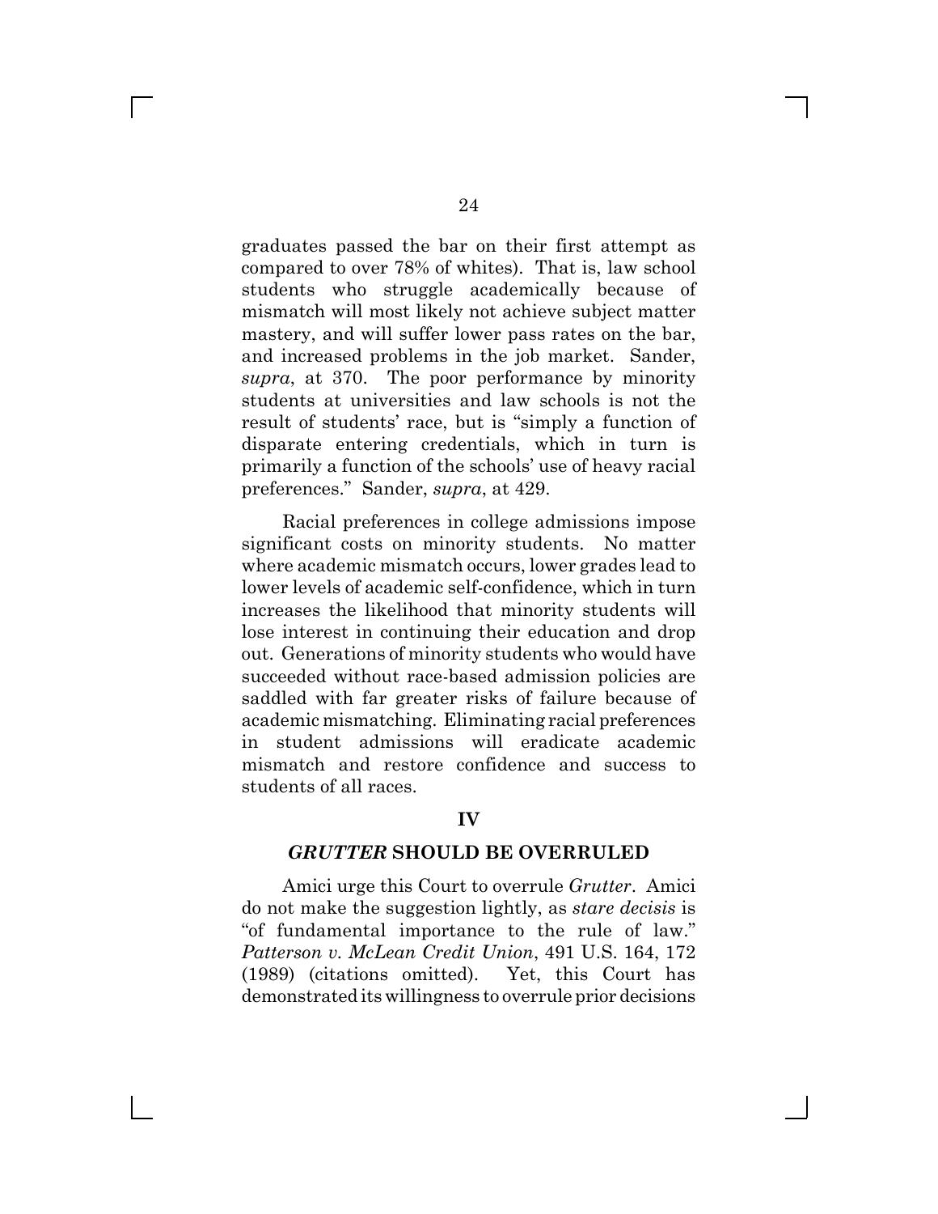graduates passed the bar on their first attempt as compared to over 78% of whites). That is, law school students who struggle academically because of mismatch will most likely not achieve subject matter mastery, and will suffer lower pass rates on the bar, and increased problems in the job market. Sander, *supra*, at 370. The poor performance by minority students at universities and law schools is not the result of students' race, but is "simply a function of disparate entering credentials, which in turn is primarily a function of the schools' use of heavy racial preferences." Sander, *supra*, at 429.

Racial preferences in college admissions impose significant costs on minority students. No matter where academic mismatch occurs, lower grades lead to lower levels of academic self-confidence, which in turn increases the likelihood that minority students will lose interest in continuing their education and drop out. Generations of minority students who would have succeeded without race-based admission policies are saddled with far greater risks of failure because of academic mismatching. Eliminating racial preferences in student admissions will eradicate academic mismatch and restore confidence and success to students of all races.

## IV

## *GRUTTER* SHOULD BE OVERRULED

Amici urge this Court to overrule *Grutter*. Amici do not make the suggestion lightly, as *stare decisis* is "of fundamental importance to the rule of law." *Patterson v. McLean Credit Union*, 491 U.S. 164, 172 (1989) (citations omitted). Yet, this Court has demonstrated its willingness to overrule prior decisions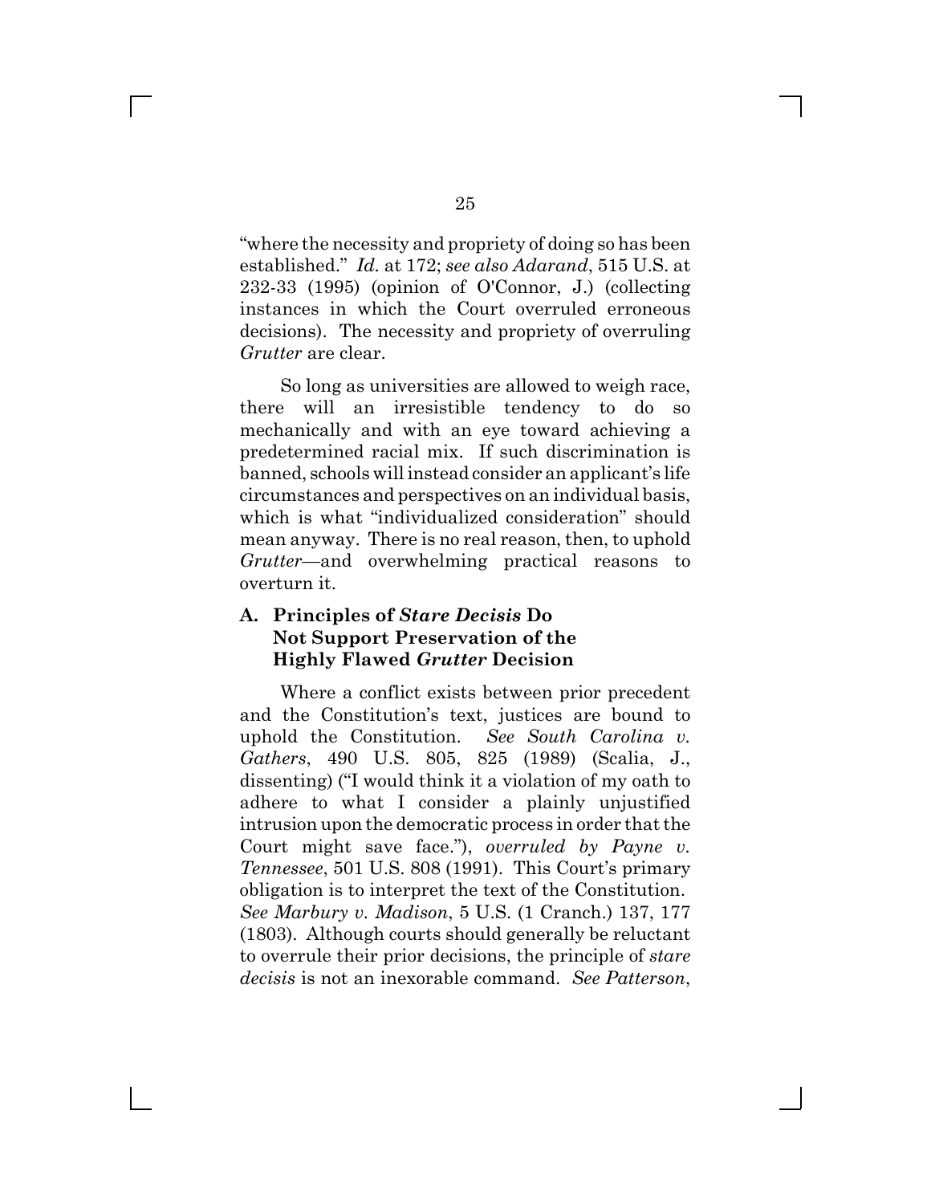"where the necessity and propriety of doing so has been established." *Id.* at 172; *see also Adarand*, 515 U.S. at 232-33 (1995) (opinion of O'Connor, J.) (collecting instances in which the Court overruled erroneous decisions). The necessity and propriety of overruling *Grutter* are clear.

So long as universities are allowed to weigh race, there will an irresistible tendency to do so mechanically and with an eye toward achieving a predetermined racial mix. If such discrimination is banned, schools will instead consider an applicant's life circumstances and perspectives on an individual basis, which is what "individualized consideration" should mean anyway. There is no real reason, then, to uphold *Grutter*—and overwhelming practical reasons to overturn it.

### A. Principles of *Stare Decisis* Do Not Support Preservation of the Highly Flawed *Grutter* Decision

Where a conflict exists between prior precedent and the Constitution's text, justices are bound to uphold the Constitution. *See South Carolina v. Gathers*, 490 U.S. 805, 825 (1989) (Scalia, J., dissenting) ("I would think it a violation of my oath to adhere to what I consider a plainly unjustified intrusion upon the democratic process in order that the Court might save face."), *overruled by Payne v. Tennessee*, 501 U.S. 808 (1991). This Court's primary obligation is to interpret the text of the Constitution. *See Marbury v. Madison*, 5 U.S. (1 Cranch.) 137, 177 (1803). Although courts should generally be reluctant to overrule their prior decisions, the principle of *stare decisis* is not an inexorable command. *See Patterson*,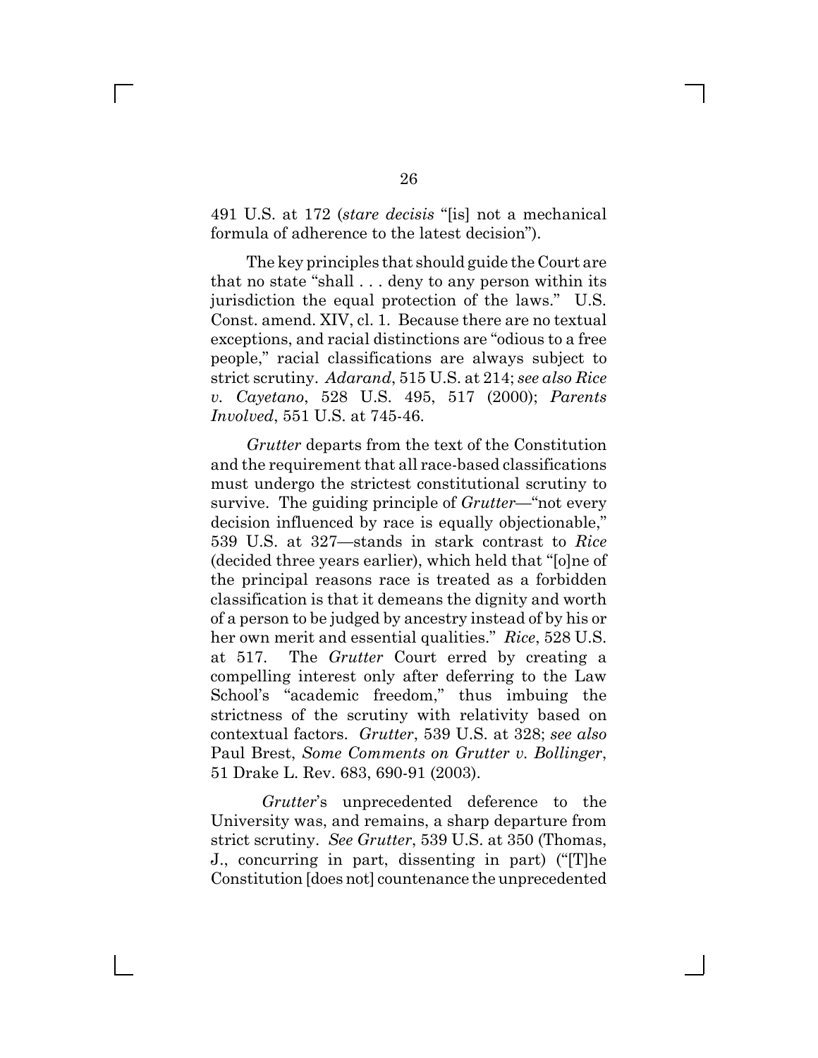491 U.S. at 172 (*stare decisis* "[is] not a mechanical formula of adherence to the latest decision").

The key principles that should guide the Court are that no state "shall . . . deny to any person within its jurisdiction the equal protection of the laws." U.S. Const. amend. XIV, cl. 1. Because there are no textual exceptions, and racial distinctions are "odious to a free people," racial classifications are always subject to strict scrutiny. *Adarand*, 515 U.S. at 214; *see also Rice v. Cayetano*, 528 U.S. 495, 517 (2000); *Parents Involved*, 551 U.S. at 745-46.

*Grutter* departs from the text of the Constitution and the requirement that all race-based classifications must undergo the strictest constitutional scrutiny to survive. The guiding principle of *Grutter*—"not every decision influenced by race is equally objectionable," 539 U.S. at 327—stands in stark contrast to *Rice* (decided three years earlier), which held that "[o]ne of the principal reasons race is treated as a forbidden classification is that it demeans the dignity and worth of a person to be judged by ancestry instead of by his or her own merit and essential qualities." *Rice*, 528 U.S. at 517. The *Grutter* Court erred by creating a compelling interest only after deferring to the Law School's "academic freedom," thus imbuing the strictness of the scrutiny with relativity based on contextual factors. *Grutter*, 539 U.S. at 328; *see also* Paul Brest, *Some Comments on Grutter v. Bollinger*, 51 Drake L. Rev. 683, 690-91 (2003).

*Grutter*'s unprecedented deference to the University was, and remains, a sharp departure from strict scrutiny. *See Grutter*, 539 U.S. at 350 (Thomas, J., concurring in part, dissenting in part) ("[T]he Constitution [does not] countenance the unprecedented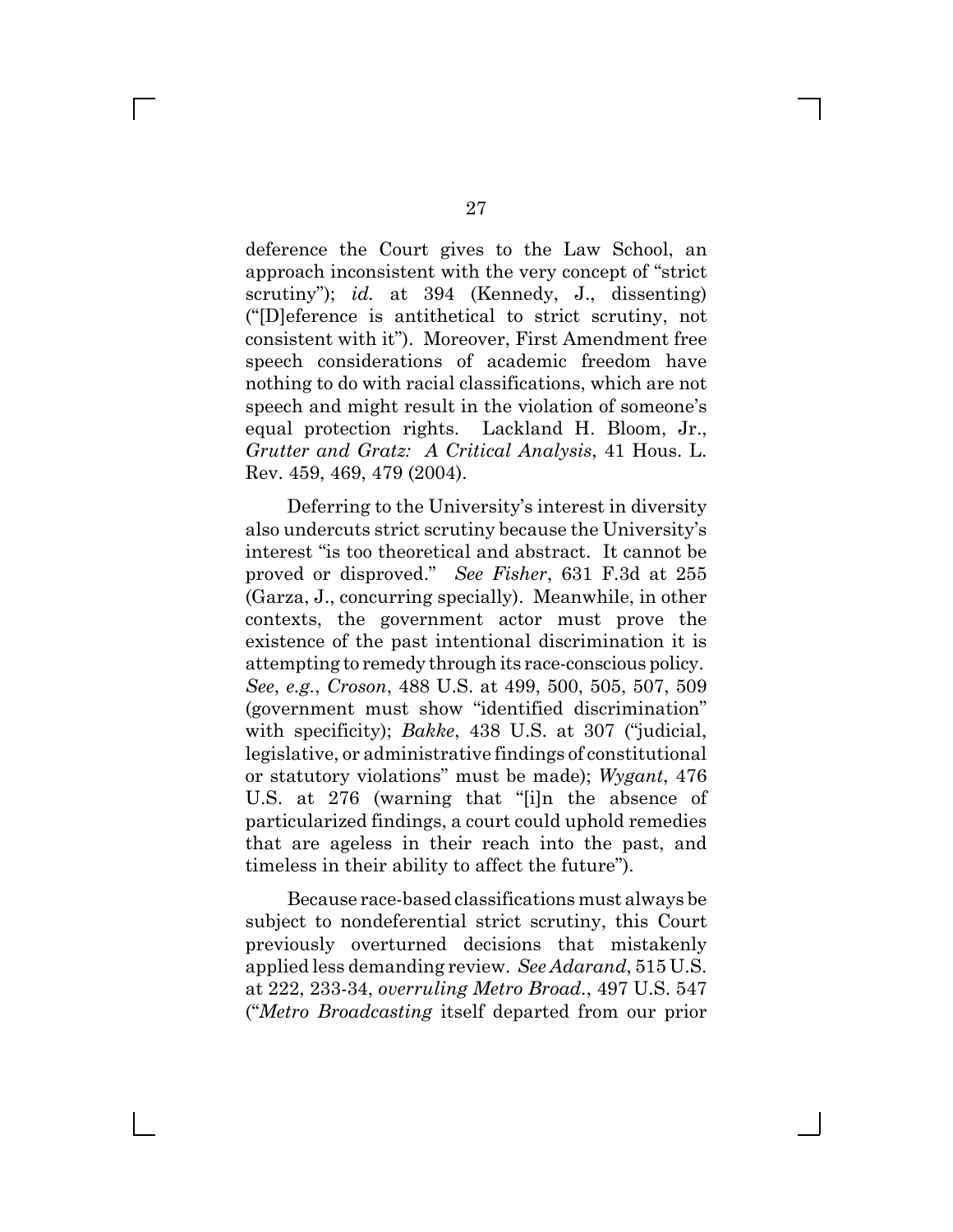deference the Court gives to the Law School, an approach inconsistent with the very concept of "strict scrutiny"); *id.* at 394 (Kennedy, J., dissenting) ("[D]eference is antithetical to strict scrutiny, not consistent with it"). Moreover, First Amendment free speech considerations of academic freedom have nothing to do with racial classifications, which are not speech and might result in the violation of someone's equal protection rights. Lackland H. Bloom, Jr., *Grutter and Gratz: A Critical Analysis*, 41 Hous. L. Rev. 459, 469, 479 (2004).

Deferring to the University's interest in diversity also undercuts strict scrutiny because the University's interest "is too theoretical and abstract. It cannot be proved or disproved." *See Fisher*, 631 F.3d at 255 (Garza, J., concurring specially). Meanwhile, in other contexts, the government actor must prove the existence of the past intentional discrimination it is attempting to remedy through its race-conscious policy. *See*, *e.g.*, *Croson*, 488 U.S. at 499, 500, 505, 507, 509 (government must show "identified discrimination" with specificity); *Bakke*, 438 U.S. at 307 ("judicial, legislative, or administrative findings of constitutional or statutory violations" must be made); *Wygant*, 476 U.S. at 276 (warning that "[i]n the absence of particularized findings, a court could uphold remedies that are ageless in their reach into the past, and timeless in their ability to affect the future").

Because race-based classifications must always be subject to nondeferential strict scrutiny, this Court previously overturned decisions that mistakenly applied less demanding review. *See Adarand*, 515 U.S. at 222, 233-34, *overruling Metro Broad.*, 497 U.S. 547 ("*Metro Broadcasting* itself departed from our prior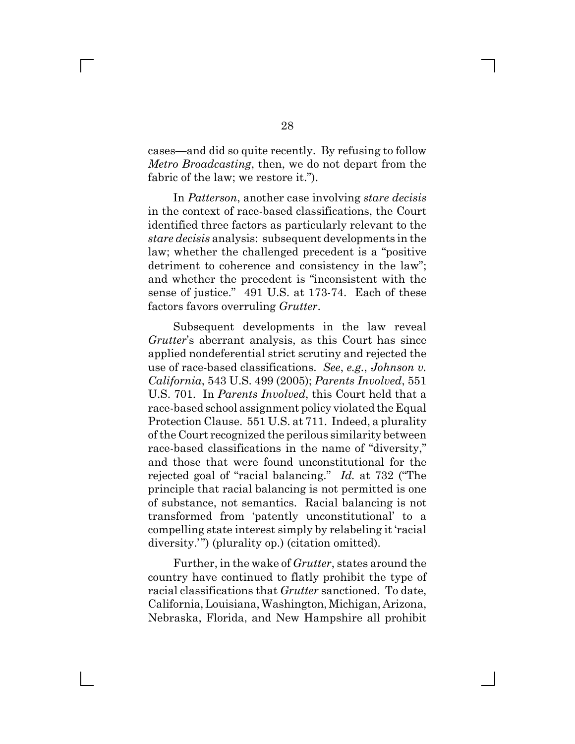cases—and did so quite recently. By refusing to follow *Metro Broadcasting*, then, we do not depart from the fabric of the law; we restore it.").

In *Patterson*, another case involving *stare decisis* in the context of race-based classifications, the Court identified three factors as particularly relevant to the *stare decisis* analysis: subsequent developments in the law; whether the challenged precedent is a "positive detriment to coherence and consistency in the law"; and whether the precedent is "inconsistent with the sense of justice." 491 U.S. at 173-74. Each of these factors favors overruling *Grutter*.

Subsequent developments in the law reveal *Grutter*'s aberrant analysis, as this Court has since applied nondeferential strict scrutiny and rejected the use of race-based classifications. *See*, *e.g.*, *Johnson v. California*, 543 U.S. 499 (2005); *Parents Involved*, 551 U.S. 701. In *Parents Involved*, this Court held that a race-based school assignment policy violated the Equal Protection Clause. 551 U.S. at 711. Indeed, a plurality of the Court recognized the perilous similarity between race-based classifications in the name of "diversity," and those that were found unconstitutional for the rejected goal of "racial balancing." *Id.* at 732 ("The principle that racial balancing is not permitted is one of substance, not semantics. Racial balancing is not transformed from 'patently unconstitutional' to a compelling state interest simply by relabeling it 'racial diversity.'") (plurality op.) (citation omitted).

Further, in the wake of *Grutter*, states around the country have continued to flatly prohibit the type of racial classifications that *Grutter* sanctioned. To date, California, Louisiana, Washington, Michigan, Arizona, Nebraska, Florida, and New Hampshire all prohibit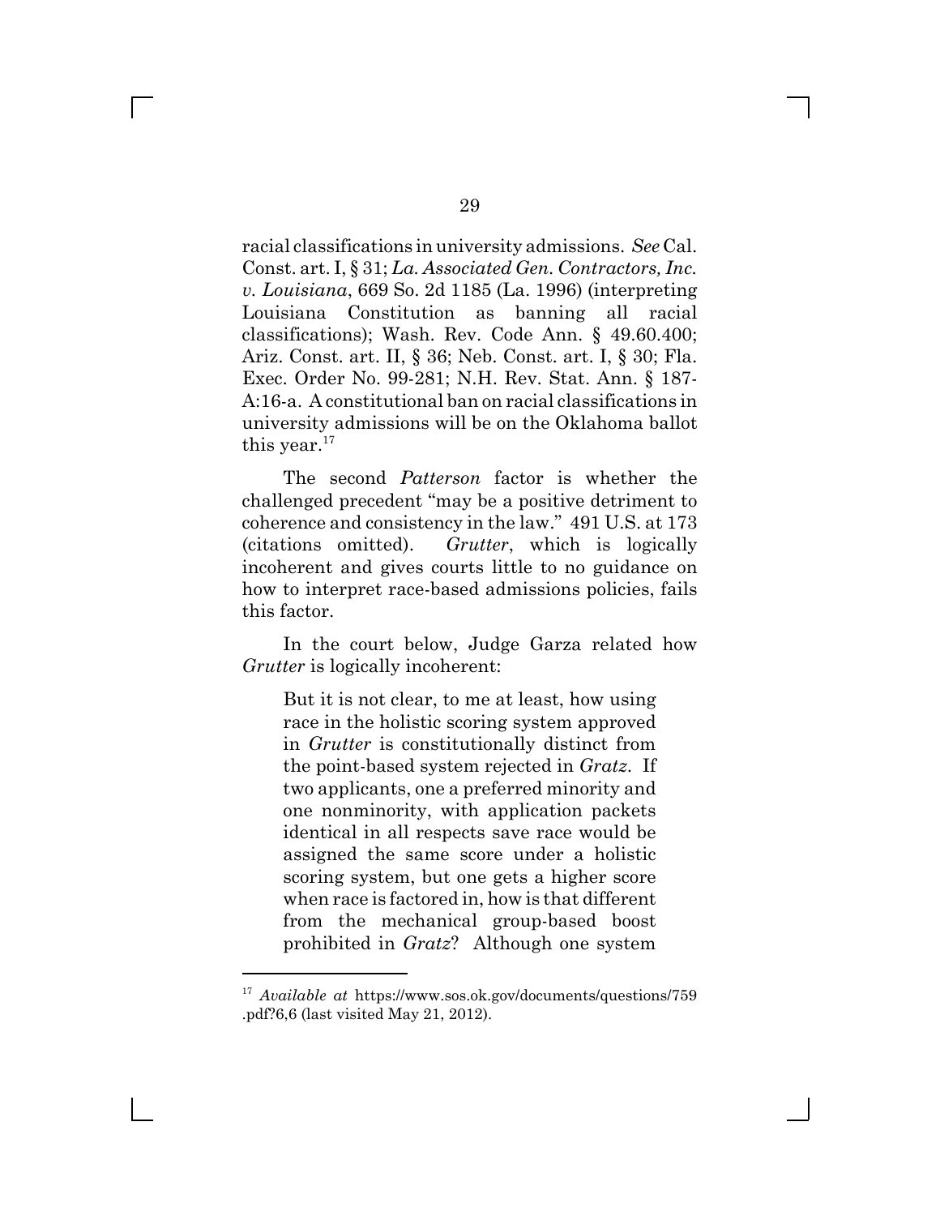racial classifications in university admissions. *See* Cal. Const. art. I, § 31; *La. Associated Gen. Contractors, Inc. v. Louisiana*, 669 So. 2d 1185 (La. 1996) (interpreting Louisiana Constitution as banning all racial classifications); Wash. Rev. Code Ann. § 49.60.400; Ariz. Const. art. II, § 36; Neb. Const. art. I, § 30; Fla. Exec. Order No. 99-281; N.H. Rev. Stat. Ann. § 187-A:16-a. A constitutional ban on racial classifications in university admissions will be on the Oklahoma ballot this year.[17]

The second *Patterson* factor is whether the challenged precedent "may be a positive detriment to coherence and consistency in the law." 491 U.S. at 173 (citations omitted). *Grutter*, which is logically incoherent and gives courts little to no guidance on how to interpret race-based admissions policies, fails this factor.

In the court below, Judge Garza related how *Grutter* is logically incoherent:

> But it is not clear, to me at least, how using race in the holistic scoring system approved in *Grutter* is constitutionally distinct from the point-based system rejected in *Gratz*. If two applicants, one a preferred minority and one nonminority, with application packets identical in all respects save race would be assigned the same score under a holistic scoring system, but one gets a higher score when race is factored in, how is that different from the mechanical group-based boost prohibited in *Gratz*? Although one system

[17] *Available at* https://www.sos.ok.gov/documents/questions/759.pdf?6,6 (last visited May 21, 2012).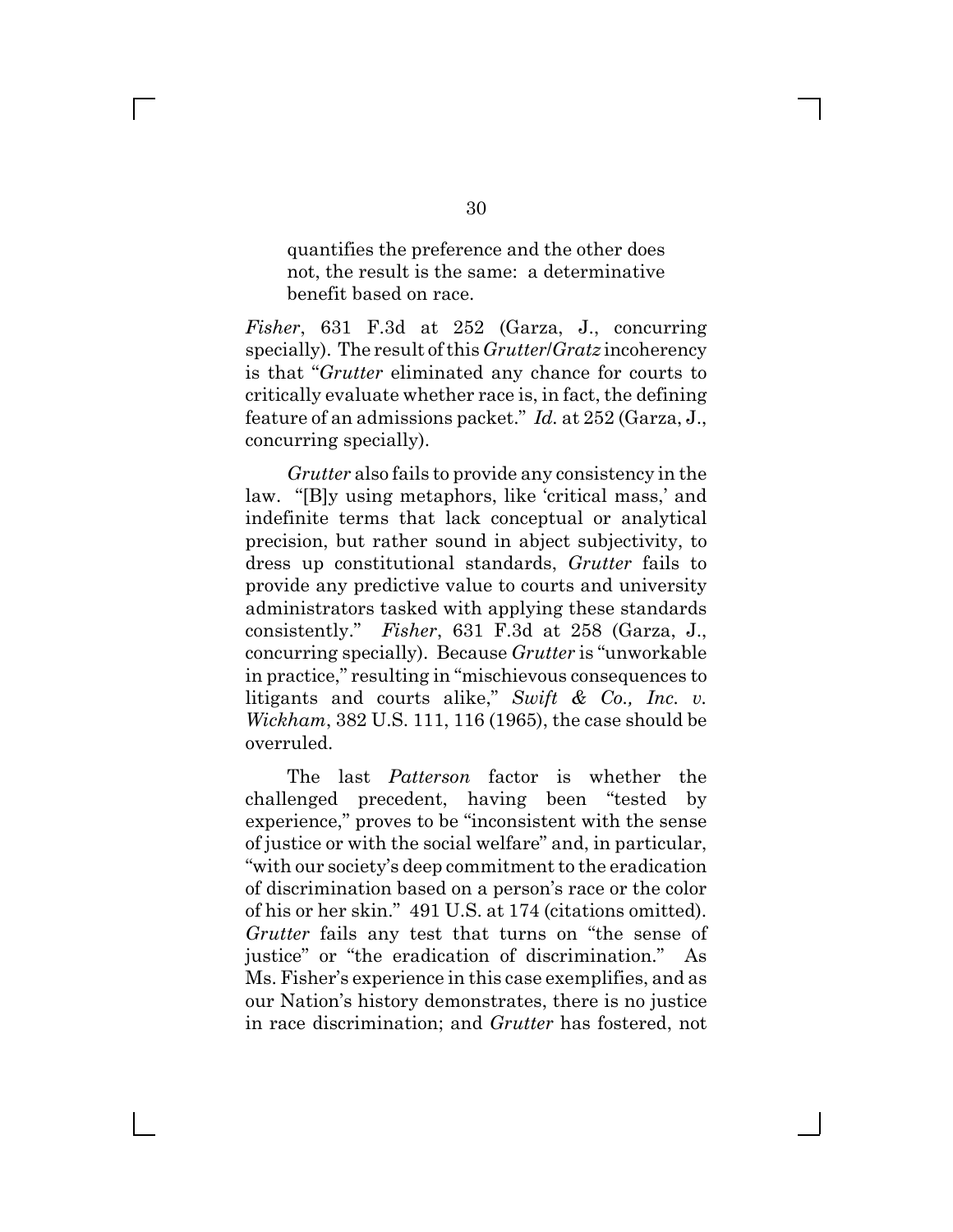> quantifies the preference and the other does not, the result is the same: a determinative benefit based on race.

*Fisher*, 631 F.3d at 252 (Garza, J., concurring specially). The result of this *Grutter*/*Gratz* incoherency is that "*Grutter* eliminated any chance for courts to critically evaluate whether race is, in fact, the defining feature of an admissions packet." *Id.* at 252 (Garza, J., concurring specially).

*Grutter* also fails to provide any consistency in the law. "[B]y using metaphors, like 'critical mass,' and indefinite terms that lack conceptual or analytical precision, but rather sound in abject subjectivity, to dress up constitutional standards, *Grutter* fails to provide any predictive value to courts and university administrators tasked with applying these standards consistently." *Fisher*, 631 F.3d at 258 (Garza, J., concurring specially). Because *Grutter* is "unworkable in practice," resulting in "mischievous consequences to litigants and courts alike," *Swift & Co., Inc. v. Wickham*, 382 U.S. 111, 116 (1965), the case should be overruled.

The last *Patterson* factor is whether the challenged precedent, having been "tested by experience," proves to be "inconsistent with the sense of justice or with the social welfare" and, in particular, "with our society's deep commitment to the eradication of discrimination based on a person's race or the color of his or her skin." 491 U.S. at 174 (citations omitted). *Grutter* fails any test that turns on "the sense of justice" or "the eradication of discrimination." As Ms. Fisher's experience in this case exemplifies, and as our Nation's history demonstrates, there is no justice in race discrimination; and *Grutter* has fostered, not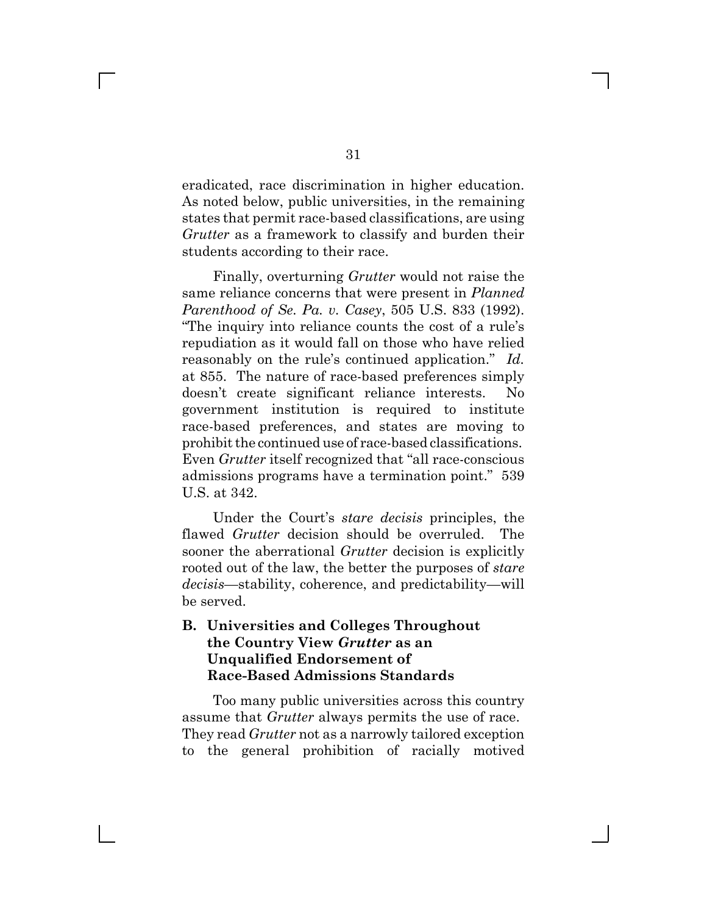eradicated, race discrimination in higher education. As noted below, public universities, in the remaining states that permit race-based classifications, are using *Grutter* as a framework to classify and burden their students according to their race.

Finally, overturning *Grutter* would not raise the same reliance concerns that were present in *Planned Parenthood of Se. Pa. v. Casey*, 505 U.S. 833 (1992). "The inquiry into reliance counts the cost of a rule's repudiation as it would fall on those who have relied reasonably on the rule's continued application." *Id.* at 855. The nature of race-based preferences simply doesn't create significant reliance interests. No government institution is required to institute race-based preferences, and states are moving to prohibit the continued use of race-based classifications. Even *Grutter* itself recognized that "all race-conscious admissions programs have a termination point." 539 U.S. at 342.

Under the Court's *stare decisis* principles, the flawed *Grutter* decision should be overruled. The sooner the aberrational *Grutter* decision is explicitly rooted out of the law, the better the purposes of *stare decisis*—stability, coherence, and predictability—will be served.

### B. Universities and Colleges Throughout the Country View *Grutter* as an Unqualified Endorsement of Race-Based Admissions Standards

Too many public universities across this country assume that *Grutter* always permits the use of race. They read *Grutter* not as a narrowly tailored exception to the general prohibition of racially motived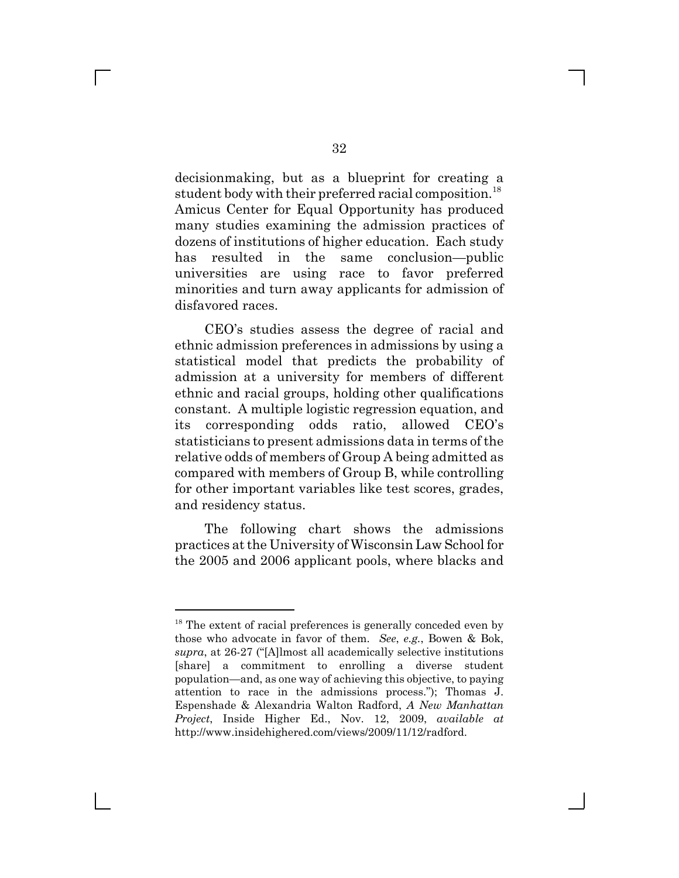decisionmaking, but as a blueprint for creating a student body with their preferred racial composition.[18] Amicus Center for Equal Opportunity has produced many studies examining the admission practices of dozens of institutions of higher education. Each study has resulted in the same conclusion—public universities are using race to favor preferred minorities and turn away applicants for admission of disfavored races.

CEO's studies assess the degree of racial and ethnic admission preferences in admissions by using a statistical model that predicts the probability of admission at a university for members of different ethnic and racial groups, holding other qualifications constant. A multiple logistic regression equation, and its corresponding odds ratio, allowed CEO's statisticians to present admissions data in terms of the relative odds of members of Group A being admitted as compared with members of Group B, while controlling for other important variables like test scores, grades, and residency status.

The following chart shows the admissions practices at the University of Wisconsin Law School for the 2005 and 2006 applicant pools, where blacks and

---

[18] The extent of racial preferences is generally conceded even by those who advocate in favor of them. *See*, *e.g.*, Bowen & Bok, *supra*, at 26-27 ("[A]lmost all academically selective institutions [share] a commitment to enrolling a diverse student population—and, as one way of achieving this objective, to paying attention to race in the admissions process."); Thomas J. Espenshade & Alexandria Walton Radford, *A New Manhattan Project*, Inside Higher Ed., Nov. 12, 2009, *available at* http://www.insidehighered.com/views/2009/11/12/radford.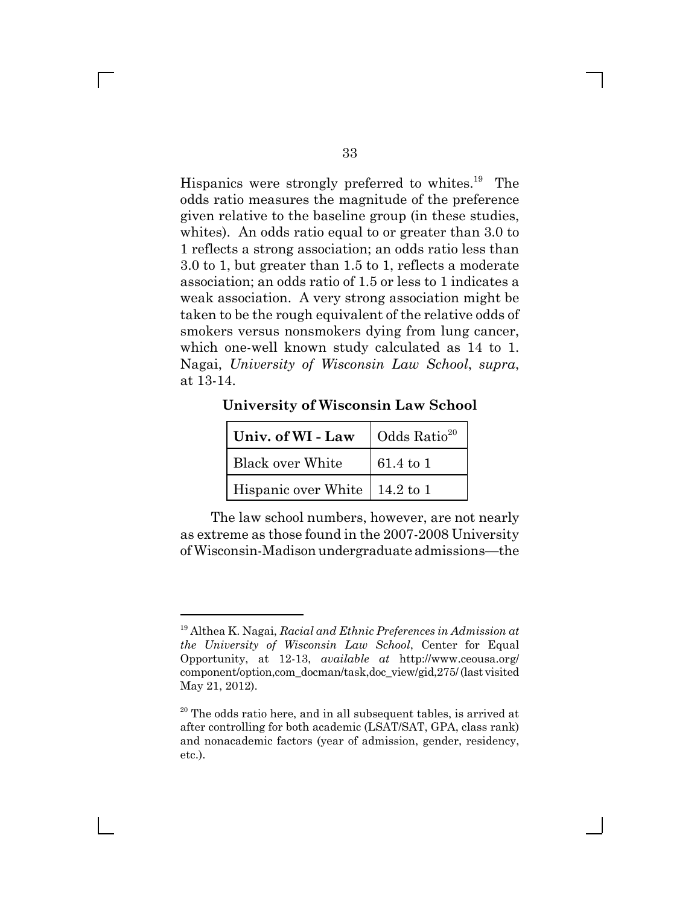Hispanics were strongly preferred to whites.[19] The odds ratio measures the magnitude of the preference given relative to the baseline group (in these studies, whites). An odds ratio equal to or greater than 3.0 to 1 reflects a strong association; an odds ratio less than 3.0 to 1, but greater than 1.5 to 1, reflects a moderate association; an odds ratio of 1.5 or less to 1 indicates a weak association. A very strong association might be taken to be the rough equivalent of the relative odds of smokers versus nonsmokers dying from lung cancer, which one-well known study calculated as 14 to 1. Nagai, *University of Wisconsin Law School*, *supra*, at 13-14.

**University of Wisconsin Law School**

| **Univ. of WI - Law** | Odds Ratio[20] |
|---|---|
| Black over White | 61.4 to 1 |
| Hispanic over White | 14.2 to 1 |

The law school numbers, however, are not nearly as extreme as those found in the 2007-2008 University of Wisconsin-Madison undergraduate admissions—the

---

[19] Althea K. Nagai, *Racial and Ethnic Preferences in Admission at the University of Wisconsin Law School*, Center for Equal Opportunity, at 12-13, *available at* http://www.ceousa.org/component/option,com_docman/task,doc_view/gid,275/ (last visited May 21, 2012).

[20] The odds ratio here, and in all subsequent tables, is arrived at after controlling for both academic (LSAT/SAT, GPA, class rank) and nonacademic factors (year of admission, gender, residency, etc.).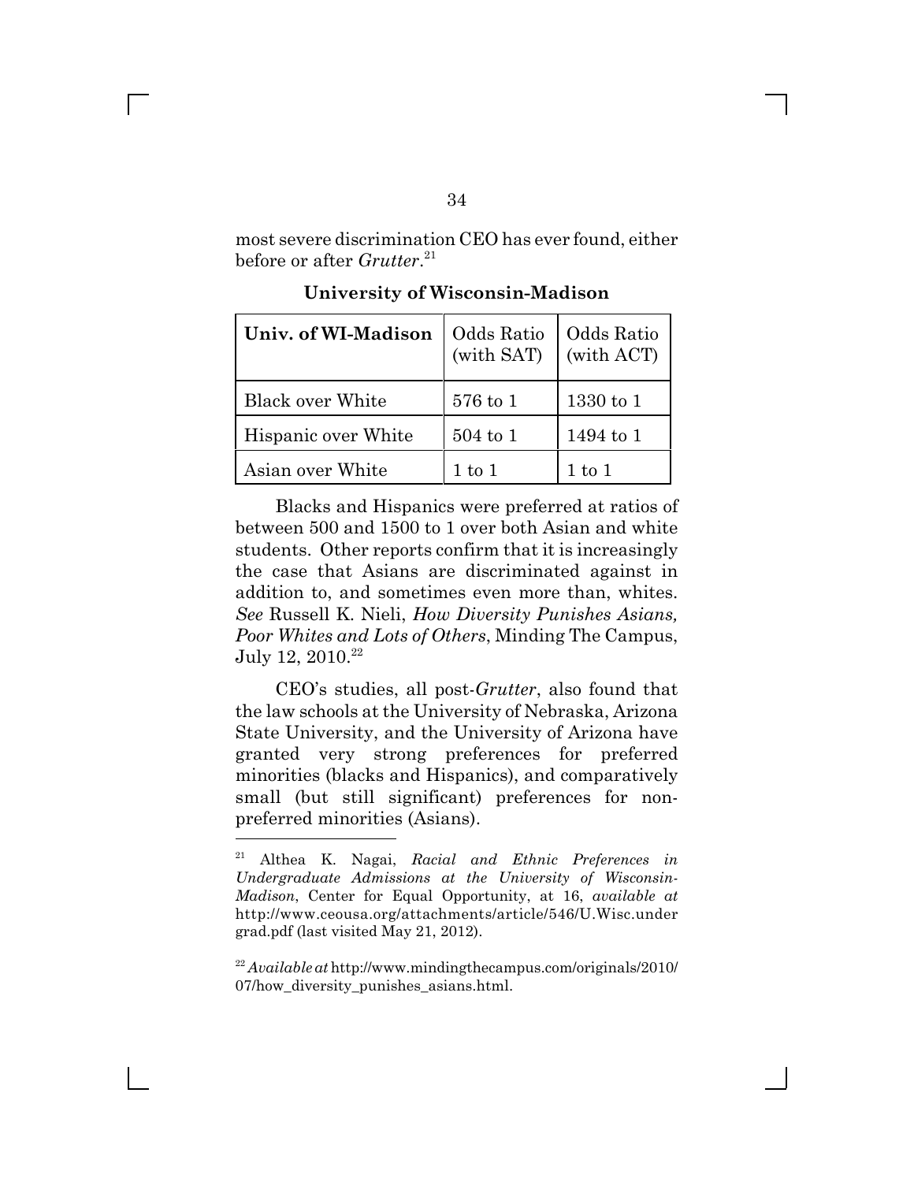most severe discrimination CEO has ever found, either before or after *Grutter*.[21]

**University of Wisconsin-Madison**

| **Univ. of WI-Madison** | Odds Ratio (with SAT) | Odds Ratio (with ACT) |
|---|---|---|
| Black over White | 576 to 1 | 1330 to 1 |
| Hispanic over White | 504 to 1 | 1494 to 1 |
| Asian over White | 1 to 1 | 1 to 1 |

Blacks and Hispanics were preferred at ratios of between 500 and 1500 to 1 over both Asian and white students. Other reports confirm that it is increasingly the case that Asians are discriminated against in addition to, and sometimes even more than, whites. *See* Russell K. Nieli, *How Diversity Punishes Asians, Poor Whites and Lots of Others*, Minding The Campus, July 12, 2010.[22]

CEO's studies, all post-*Grutter*, also found that the law schools at the University of Nebraska, Arizona State University, and the University of Arizona have granted very strong preferences for preferred minorities (blacks and Hispanics), and comparatively small (but still significant) preferences for non-preferred minorities (Asians).

---

[21] Althea K. Nagai, *Racial and Ethnic Preferences in Undergraduate Admissions at the University of Wisconsin-Madison*, Center for Equal Opportunity, at 16, *available at* http://www.ceousa.org/attachments/article/546/U.Wisc.undergrad.pdf (last visited May 21, 2012).

[22] *Available at* http://www.mindingthecampus.com/originals/2010/07/how_diversity_punishes_asians.html.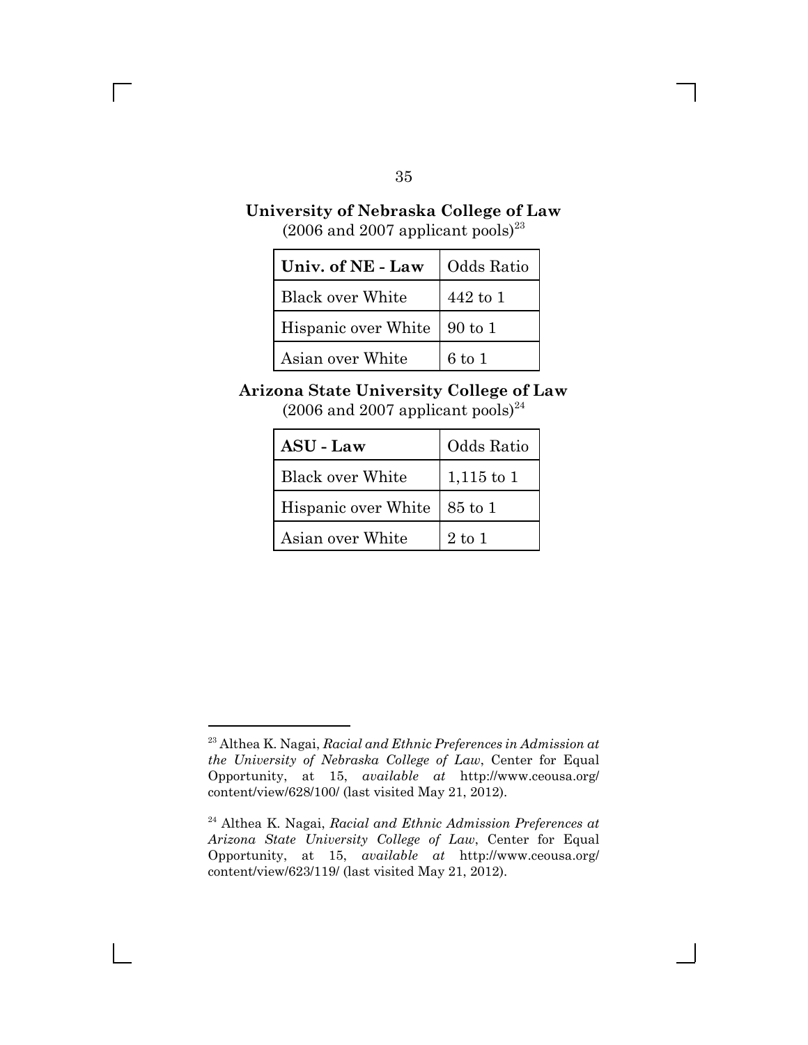**University of Nebraska College of Law**

(2006 and 2007 applicant pools)[23]

| Univ. of NE - Law | Odds Ratio |
|---|---|
| Black over White | 442 to 1 |
| Hispanic over White | 90 to 1 |
| Asian over White | 6 to 1 |

**Arizona State University College of Law**

(2006 and 2007 applicant pools)[24]

| ASU - Law | Odds Ratio |
|---|---|
| Black over White | 1,115 to 1 |
| Hispanic over White | 85 to 1 |
| Asian over White | 2 to 1 |

---

[23] Althea K. Nagai, *Racial and Ethnic Preferences in Admission at the University of Nebraska College of Law*, Center for Equal Opportunity, at 15, *available at* http://www.ceousa.org/content/view/628/100/ (last visited May 21, 2012).

[24] Althea K. Nagai, *Racial and Ethnic Admission Preferences at Arizona State University College of Law*, Center for Equal Opportunity, at 15, *available at* http://www.ceousa.org/content/view/623/119/ (last visited May 21, 2012).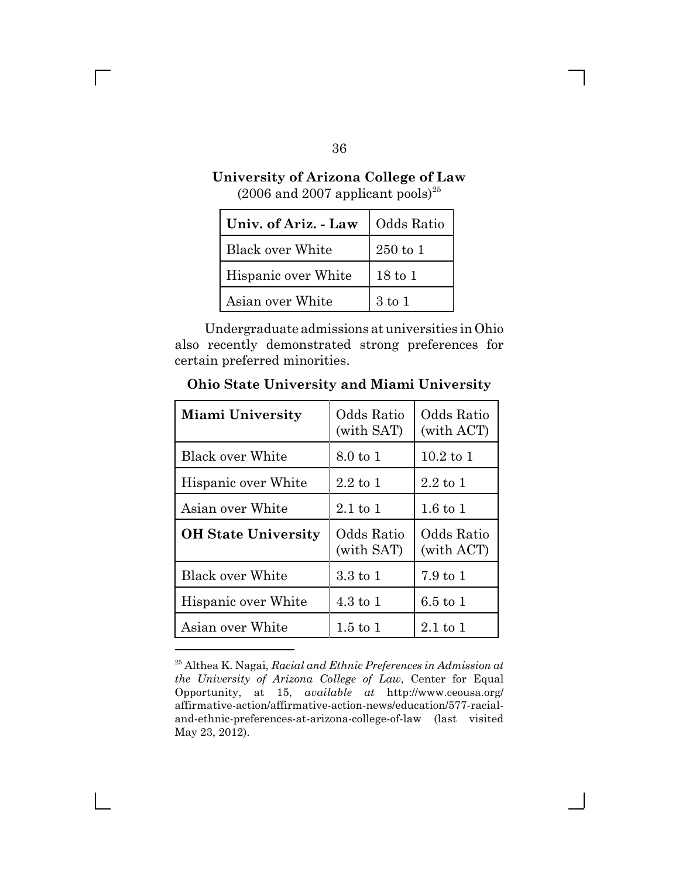**University of Arizona College of Law**
(2006 and 2007 applicant pools)[25]

| **Univ. of Ariz. - Law** | Odds Ratio |
|---|---|
| Black over White | 250 to 1 |
| Hispanic over White | 18 to 1 |
| Asian over White | 3 to 1 |

Undergraduate admissions at universities in Ohio also recently demonstrated strong preferences for certain preferred minorities.

**Ohio State University and Miami University**

| **Miami University** | Odds Ratio (with SAT) | Odds Ratio (with ACT) |
|---|---|---|
| Black over White | 8.0 to 1 | 10.2 to 1 |
| Hispanic over White | 2.2 to 1 | 2.2 to 1 |
| Asian over White | 2.1 to 1 | 1.6 to 1 |
| **OH State University** | Odds Ratio (with SAT) | Odds Ratio (with ACT) |
| Black over White | 3.3 to 1 | 7.9 to 1 |
| Hispanic over White | 4.3 to 1 | 6.5 to 1 |
| Asian over White | 1.5 to 1 | 2.1 to 1 |

---

[25] Althea K. Nagai, *Racial and Ethnic Preferences in Admission at the University of Arizona College of Law*, Center for Equal Opportunity, at 15, *available at* http://www.ceousa.org/affirmative-action/affirmative-action-news/education/577-racial-and-ethnic-preferences-at-arizona-college-of-law (last visited May 23, 2012).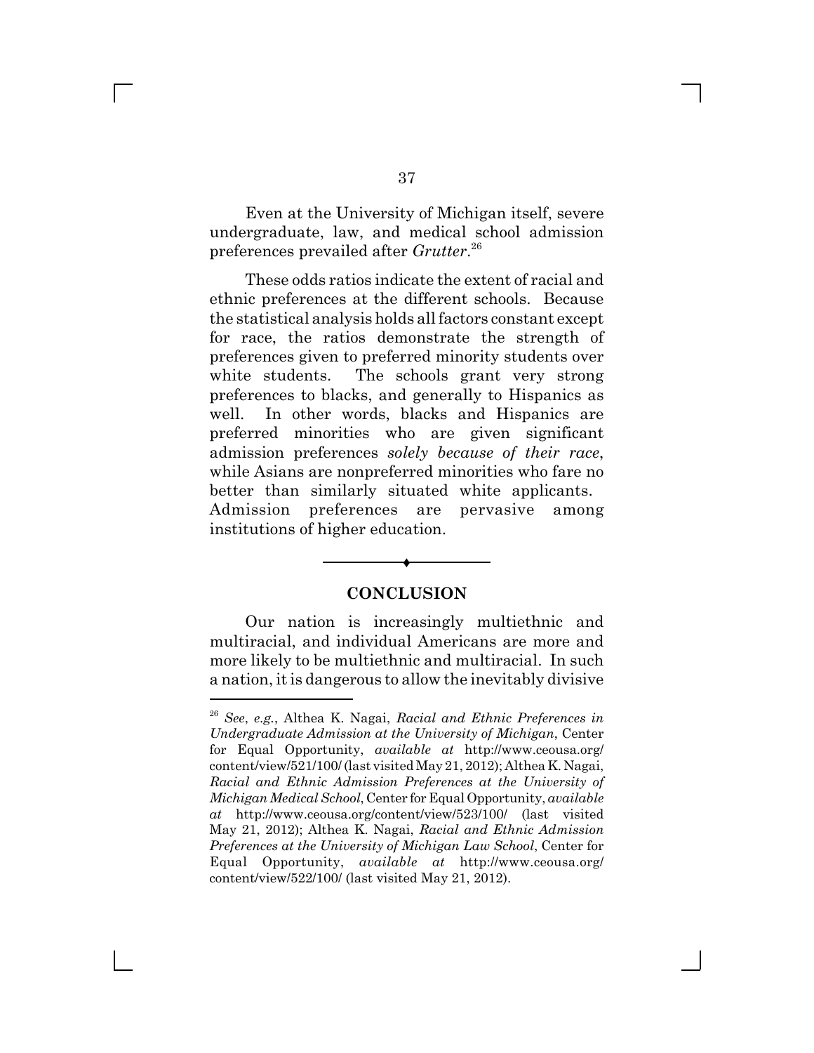Even at the University of Michigan itself, severe undergraduate, law, and medical school admission preferences prevailed after *Grutter*.[26]

These odds ratios indicate the extent of racial and ethnic preferences at the different schools. Because the statistical analysis holds all factors constant except for race, the ratios demonstrate the strength of preferences given to preferred minority students over white students. The schools grant very strong preferences to blacks, and generally to Hispanics as well. In other words, blacks and Hispanics are preferred minorities who are given significant admission preferences *solely because of their race*, while Asians are nonpreferred minorities who fare no better than similarly situated white applicants. Admission preferences are pervasive among institutions of higher education.

## CONCLUSION

Our nation is increasingly multiethnic and multiracial, and individual Americans are more and more likely to be multiethnic and multiracial. In such a nation, it is dangerous to allow the inevitably divisive

---

[26] *See, e.g.*, Althea K. Nagai, *Racial and Ethnic Preferences in Undergraduate Admission at the University of Michigan*, Center for Equal Opportunity, *available at* http://www.ceousa.org/content/view/521/100/ (last visited May 21, 2012); Althea K. Nagai, *Racial and Ethnic Admission Preferences at the University of Michigan Medical School*, Center for Equal Opportunity, *available at* http://www.ceousa.org/content/view/523/100/ (last visited May 21, 2012); Althea K. Nagai, *Racial and Ethnic Admission Preferences at the University of Michigan Law School*, Center for Equal Opportunity, *available at* http://www.ceousa.org/content/view/522/100/ (last visited May 21, 2012).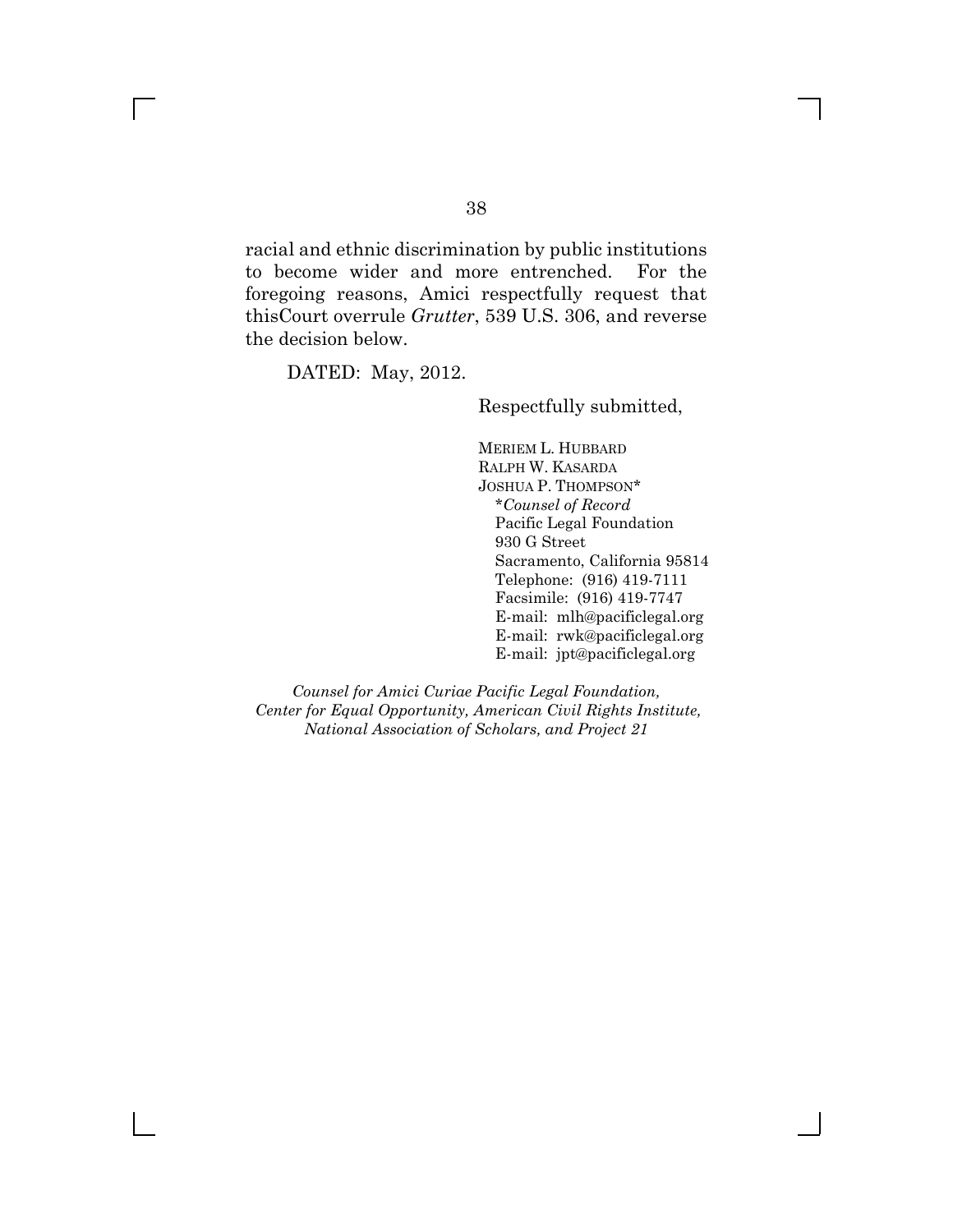racial and ethnic discrimination by public institutions to become wider and more entrenched. For the foregoing reasons, Amici respectfully request that thisCourt overrule *Grutter*, 539 U.S. 306, and reverse the decision below.

DATED: May, 2012.

Respectfully submitted,

MERIEM L. HUBBARD
RALPH W. KASARDA
JOSHUA P. THOMPSON*
*\*Counsel of Record*
Pacific Legal Foundation
930 G Street
Sacramento, California 95814
Telephone: (916) 419-7111
Facsimile: (916) 419-7747
E-mail: mlh@pacificlegal.org
E-mail: rwk@pacificlegal.org
E-mail: jpt@pacificlegal.org

*Counsel for Amici Curiae Pacific Legal Foundation, Center for Equal Opportunity, American Civil Rights Institute, National Association of Scholars, and Project 21*